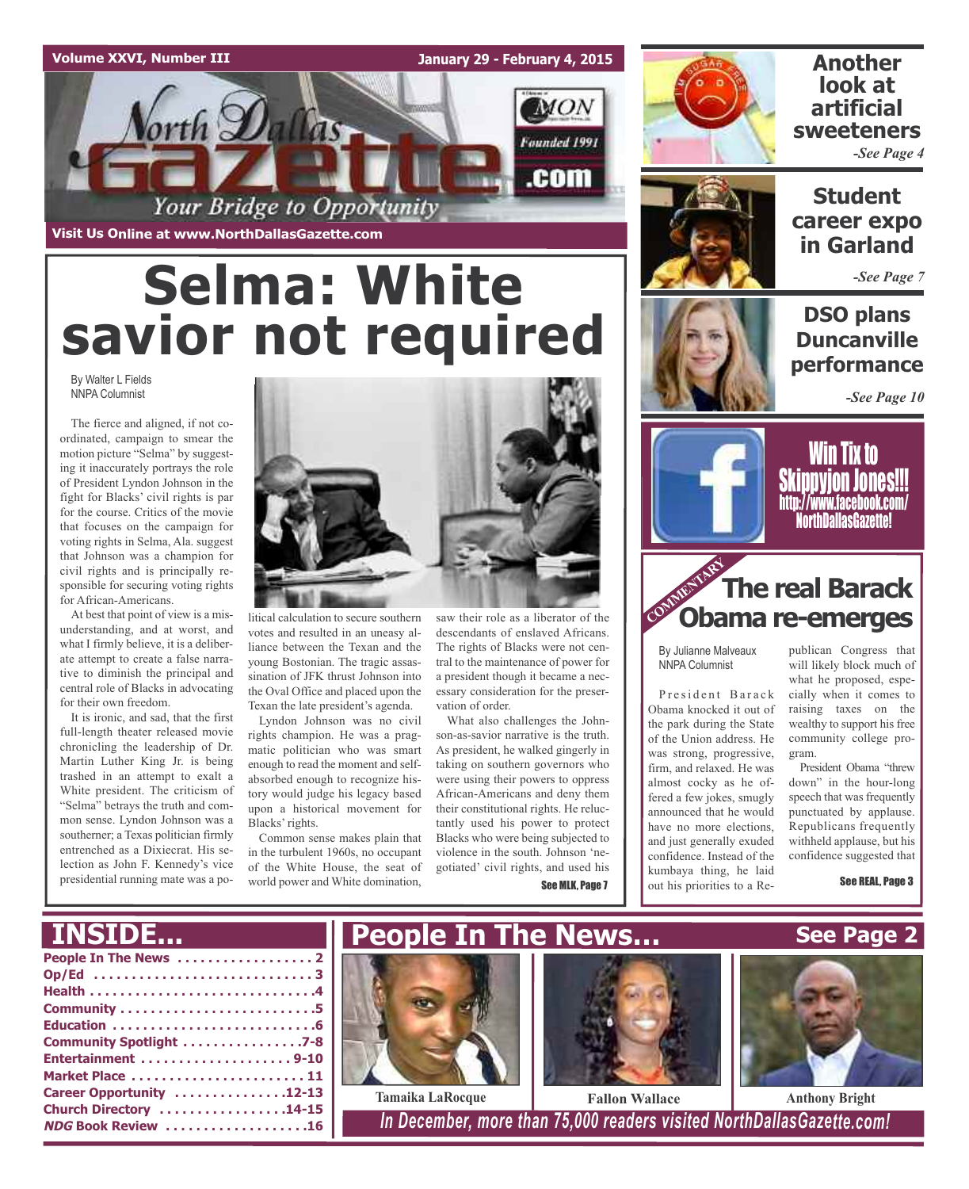Volume XXVI, Number III

January 29 - February 4, 2015

# North Dallas Gazette

Your Bridge to Opportunity

Founded 1991

Visit Us Online at www.NorthDallasGazette.com

# Selma: White savior not required

By Walter L Fields
NNPA Columnist

The fierce and aligned, if not coordinated, campaign to smear the motion picture "Selma" by suggesting it inaccurately portrays the role of President Lyndon Johnson in the fight for Blacks' civil rights is par for the course. Critics of the movie that focuses on the campaign for voting rights in Selma, Ala. suggest that Johnson was a champion for civil rights and is principally responsible for securing voting rights for African-Americans.

At best that point of view is a misunderstanding, and at worst, and what I firmly believe, it is a deliberate attempt to create a false narrative to diminish the principal and central role of Blacks in advocating for their own freedom.

It is ironic, and sad, that the first full-length theater released movie chronicling the leadership of Dr. Martin Luther King Jr. is being trashed in an attempt to exalt a White president. The criticism of "Selma" betrays the truth and common sense. Lyndon Johnson was a southerner; a Texas politician firmly entrenched as a Dixiecrat. His selection as John F. Kennedy's vice presidential running mate was a political calculation to secure southern votes and resulted in an uneasy alliance between the Texan and the young Bostonian. The tragic assassination of JFK thrust Johnson into the Oval Office and placed upon the Texan the late president's agenda.

Lyndon Johnson was no civil rights champion. He was a pragmatic politician who was smart enough to read the moment and self-absorbed enough to recognize history would judge his legacy based upon a historical movement for Blacks' rights.

Common sense makes plain that in the turbulent 1960s, no occupant of the White House, the seat of world power and White domination, saw their role as a liberator of the descendants of enslaved Africans. The rights of Blacks were not central to the maintenance of power for a president though it became a necessary consideration for the preservation of order.

What also challenges the Johnson-as-savior narrative is the truth. As president, he walked gingerly in taking on southern governors who were using their powers to oppress African-Americans and deny them their constitutional rights. He reluctantly used his power to protect Blacks who were being subjected to violence in the south. Johnson 'negotiated' civil rights, and used his

See MLK, Page 7

## Another look at artificial sweeteners

*-See Page 4*

## Student career expo in Garland

*-See Page 7*

## DSO plans Duncanville performance

*-See Page 10*

**Win Tix to Skippyjon Jones!!!**
**http://www.facebook.com/NorthDallasGazette!**

COMMENTARY

## The real Barack Obama re-emerges

By Julianne Malveaux
NNPA Columnist

President Barack Obama knocked it out of the park during the State of the Union address. He was strong, progressive, firm, and relaxed. He was almost cocky as he offered a few jokes, smugly announced that he would have no more elections, and just generally exuded confidence. Instead of the kumbaya thing, he laid out his priorities to a Republican Congress that will likely block much of what he proposed, especially when it comes to raising taxes on the wealthy to support his free community college program.

President Obama "threw down" in the hour-long speech that was frequently punctuated by applause. Republicans frequently withheld applause, but his confidence suggested that

See REAL, Page 3

## INSIDE...

- People In The News . . . . . . . . . . . . . . . . . 2
- Op/Ed . . . . . . . . . . . . . . . . . . . . . . . . . . . 3
- Health . . . . . . . . . . . . . . . . . . . . . . . . . . . . 4
- Community . . . . . . . . . . . . . . . . . . . . . . . . 5
- Education . . . . . . . . . . . . . . . . . . . . . . . . . 6
- Community Spotlight . . . . . . . . . . . . . . . . 7-8
- Entertainment . . . . . . . . . . . . . . . . . . . 9-10
- Market Place . . . . . . . . . . . . . . . . . . . . . . 11
- Career Opportunity . . . . . . . . . . . . . . 12-13
- Church Directory . . . . . . . . . . . . . . . . 14-15
- *NDG* Book Review . . . . . . . . . . . . . . . . . 16

## People In The News...

**See Page 2**

Tamaika LaRocque

Fallon Wallace

Anthony Bright

*In December, more than 75,000 readers visited NorthDallasGazette.com!*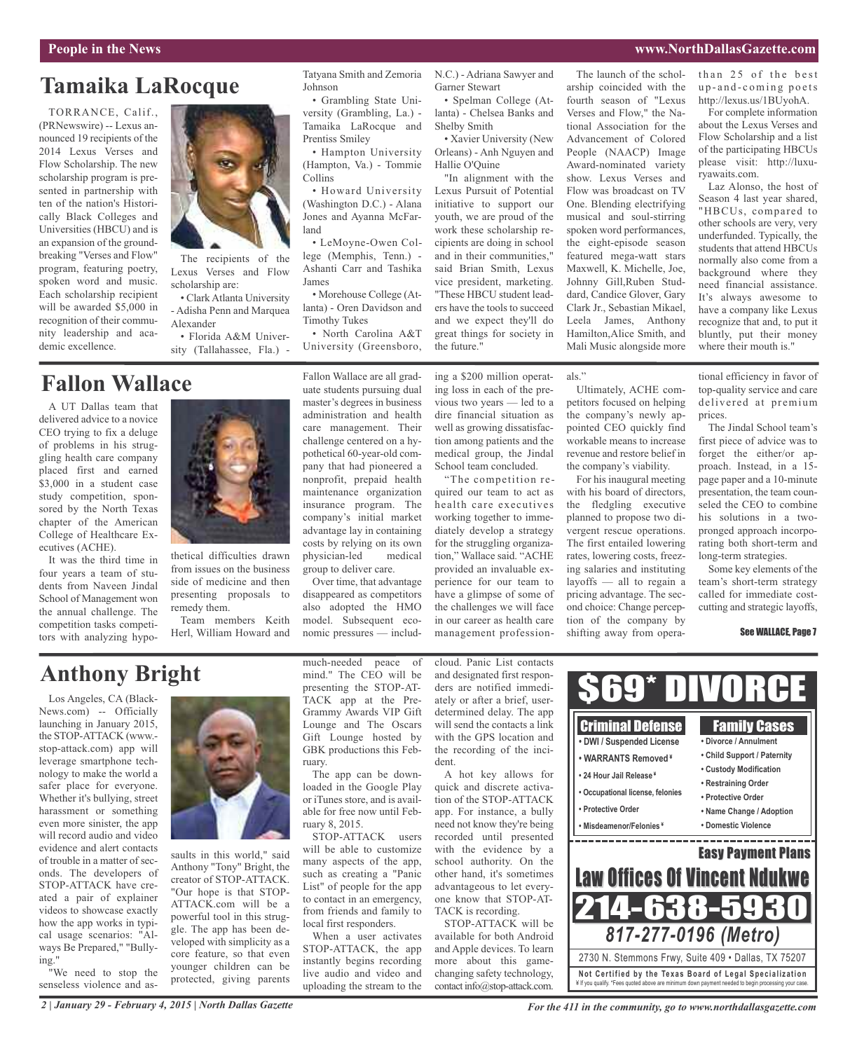## Tamaika LaRocque

TORRANCE, Calif., (PRNewswire) -- Lexus announced 19 recipients of the 2014 Lexus Verses and Flow Scholarship. The new scholarship program is presented in partnership with ten of the nation's Historically Black Colleges and Universities (HBCU) and is an expansion of the groundbreaking "Verses and Flow" program, featuring poetry, spoken word and music. Each scholarship recipient will be awarded $5,000 in recognition of their community leadership and academic excellence.

The recipients of the Lexus Verses and Flow scholarship are:

- Clark Atlanta University - Adisha Penn and Marquea Alexander
- Florida A&M University (Tallahassee, Fla.) - Tatyana Smith and Zemoria Johnson
- Grambling State University (Grambling, La.) - Tamaika LaRocque and Prentiss Smiley
- Hampton University (Hampton, Va.) - Tommie Collins
- Howard University (Washington D.C.) - Alana Jones and Ayanna McFarland
- LeMoyne-Owen College (Memphis, Tenn.) - Ashanti Carr and Tashika James
- Morehouse College (Atlanta) - Oren Davidson and Timothy Tukes
- North Carolina A&T University (Greensboro, N.C.) - Adriana Sawyer and Garner Stewart
- Spelman College (Atlanta) - Chelsea Banks and Shelby Smith
- Xavier University (New Orleans) - Anh Nguyen and Hallie O'Quine

"In alignment with the Lexus Pursuit of Potential initiative to support our youth, we are proud of the work these scholarship recipients are doing in school and in their communities," said Brian Smith, Lexus vice president, marketing. "These HBCU student leaders have the tools to succeed and we expect they'll do great things for society in the future."

The launch of the scholarship coincided with the fourth season of "Lexus Verses and Flow," the National Association for the Advancement of Colored People (NAACP) Image Award-nominated variety show. Lexus Verses and Flow was broadcast on TV One. Blending electrifying musical and soul-stirring spoken word performances, the eight-episode season featured mega-watt stars Maxwell, K. Michelle, Joe, Johnny Gill,Ruben Studdard, Candice Glover, Gary Clark Jr., Sebastian Mikael, Leela James, Anthony Hamilton,Alice Smith, and Mali Music alongside more than 25 of the best up-and-coming poets http://lexus.us/1BUyohA.

For complete information about the Lexus Verses and Flow Scholarship and a list of the participating HBCUs please visit: http://luxuryawaits.com.

Laz Alonso, the host of Season 4 last year shared, "HBCUs, compared to other schools are very, very underfunded. Typically, the students that attend HBCUs normally also come from a background where they need financial assistance. It's always awesome to have a company like Lexus recognize that and, to put it bluntly, put their money where their mouth is."

## Fallon Wallace

A UT Dallas team that delivered advice to a novice CEO trying to fix a deluge of problems in his struggling health care company placed first and earned $3,000 in a student case study competition, sponsored by the North Texas chapter of the American College of Healthcare Executives (ACHE).

It was the third time in four years a team of students from Naveen Jindal School of Management won the annual challenge. The competition tasks competitors with analyzing hypothetical difficulties drawn from issues on the business side of medicine and then presenting proposals to remedy them.

Team members Keith Herl, William Howard and Fallon Wallace are all graduate students pursuing dual master's degrees in business administration and health care management. Their challenge centered on a hypothetical 60-year-old company that had pioneered a nonprofit, prepaid health maintenance organization insurance program. The company's initial market advantage lay in containing costs by relying on its own physician-led medical group to deliver care.

Over time, that advantage disappeared as competitors also adopted the HMO model. Subsequent economic pressures — including a $200 million operating loss in each of the previous two years — led to a dire financial situation as well as growing dissatisfaction among patients and the medical group, the Jindal School team concluded.

"The competition required our team to act as health care executives working together to immediately develop a strategy for the struggling organization," Wallace said. "ACHE provided an invaluable experience for our team to have a glimpse of some of the challenges we will face in our career as health care management professionals."

Ultimately, ACHE competitors focused on helping the company's newly appointed CEO quickly find workable means to increase revenue and restore belief in the company's viability.

For his inaugural meeting with his board of directors, the fledgling executive planned to propose two divergent rescue operations. The first entailed lowering rates, lowering costs, freezing salaries and instituting layoffs — all to regain a pricing advantage. The second choice: Change perception of the company by shifting away from operational efficiency in favor of top-quality service and care delivered at premium prices.

The Jindal School team's first piece of advice was to forget the either/or approach. Instead, in a 15-page paper and a 10-minute presentation, the team counseled the CEO to combine his solutions in a two-pronged approach incorporating both short-term and long-term strategies.

Some key elements of the team's short-term strategy called for immediate cost-cutting and strategic layoffs,

See WALLACE, Page 7

## Anthony Bright

Los Angeles, CA (BlackNews.com) -- Officially launching in January 2015, the STOP-ATTACK (www.stop-attack.com) app will leverage smartphone technology to make the world a safer place for everyone. Whether it's bullying, street harassment or something even more sinister, the app will record audio and video evidence and alert contacts of trouble in a matter of seconds. The developers of STOP-ATTACK have created a pair of explainer videos to showcase exactly how the app works in typical usage scenarios: "Always Be Prepared," "Bullying."

"We need to stop the senseless violence and assaults in this world," said Anthony "Tony" Bright, the creator of STOP-ATTACK. "Our hope is that STOP-ATTACK.com will be a powerful tool in this struggle. The app has been developed with simplicity as a core feature, so that even younger children can be protected, giving parents much-needed peace of mind." The CEO will be presenting the STOP-ATTACK app at the Pre-Grammy Awards VIP Gift Lounge and The Oscars Gift Lounge hosted by GBK productions this February.

The app can be downloaded in the Google Play or iTunes store, and is available for free now until February 8, 2015.

STOP-ATTACK users will be able to customize many aspects of the app, such as creating a "Panic List" of people for the app to contact in an emergency, from friends and family to local first responders.

When a user activates STOP-ATTACK, the app instantly begins recording live audio and video and uploading the stream to the cloud. Panic List contacts and designated first responders are notified immediately or after a brief, user-determined delay. The app will send the contacts a link with the GPS location and the recording of the incident.

A hot key allows for quick and discrete activation of the STOP-ATTACK app. For instance, a bully need not know they're being recorded until presented with the evidence by a school authority. On the other hand, it's sometimes advantageous to let everyone know that STOP-ATTACK is recording.

STOP-ATTACK will be available for both Android and Apple devices. To learn more about this game-changing safety technology, contact info@stop-attack.com.

---

**$69* DIVORCE**

**Criminal Defense**
- DWI / Suspended License
- WARRANTS Removed ¥
- 24 Hour Jail Release ¥
- Occupational license, felonies
- Protective Order
- Misdeamenor/Felonies ¥

**Family Cases**
- Divorce / Annulment
- Child Support / Paternity
- Custody Modification
- Restraining Order
- Protective Order
- Name Change / Adoption
- Domestic Violence

**Easy Payment Plans**

**Law Offices Of Vincent Ndukwe**

**214-638-5930**

***817-277-0196 (Metro)***

2730 N. Stemmons Frwy, Suite 409 • Dallas, TX 75207

**Not Certified by the Texas Board of Legal Specialization**

¥ If you qualify. *Fees quoted above are minimum down payment needed to begin processing your case.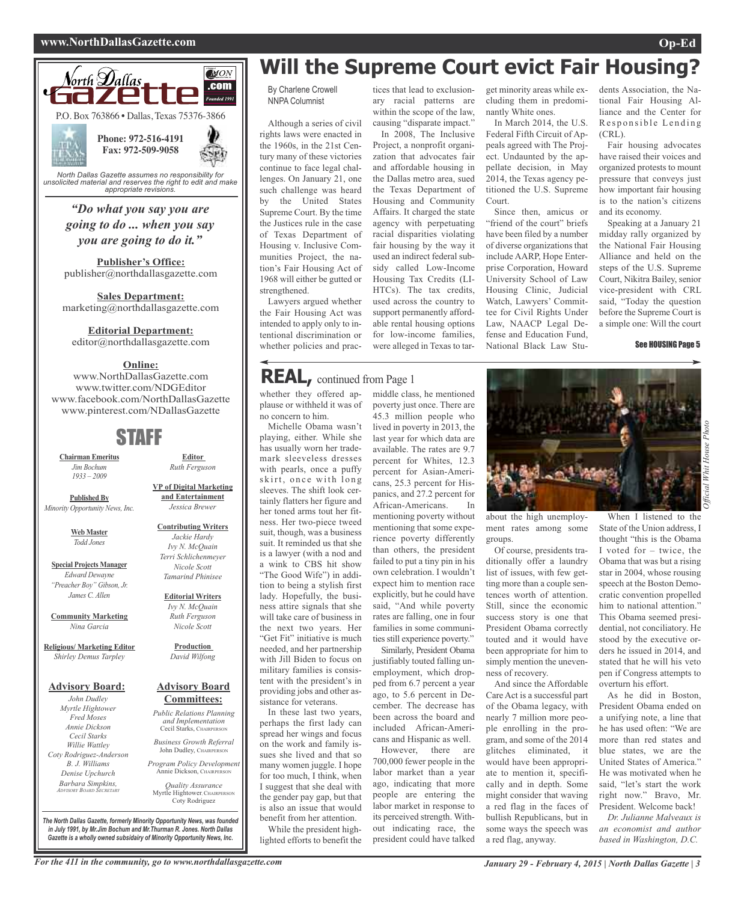# Will the Supreme Court evict Fair Housing?

By Charlene Crowell
NNPA Columnist

Although a series of civil rights laws were enacted in the 1960s, in the 21st Century many of these victories continue to face legal challenges. On January 21, one such challenge was heard by the United States Supreme Court. By the time the Justices rule in the case of Texas Department of Housing v. Inclusive Communities Project, the nation's Fair Housing Act of 1968 will either be gutted or strengthened.

Lawyers argued whether the Fair Housing Act was intended to apply only to intentional discrimination or whether policies and practices that lead to exclusionary racial patterns are within the scope of the law, causing "disparate impact."

In 2008, The Inclusive Project, a nonprofit organization that advocates fair and affordable housing in the Dallas metro area, sued the Texas Department of Housing and Community Affairs. It charged the state agency with perpetuating racial disparities violating fair housing by the way it used an indirect federal subsidy called Low-Income Housing Tax Credits (LIHTCs). The tax credits, used across the country to support permanently affordable rental housing options for low-income families, were alleged in Texas to target minority areas while excluding them in predominantly White ones.

In March 2014, the U.S. Federal Fifth Circuit of Appeals agreed with The Project. Undaunted by the appellate decision, in May 2014, the Texas agency petitioned the U.S. Supreme Court.

Since then, amicus or "friend of the court" briefs have been filed by a number of diverse organizations that include AARP, Hope Enterprise Corporation, Howard University School of Law Housing Clinic, Judicial Watch, Lawyers' Committee for Civil Rights Under Law, NAACP Legal Defense and Education Fund, National Black Law Students Association, the National Fair Housing Alliance and the Center for Responsible Lending (CRL).

Fair housing advocates have raised their voices and organized protests to mount pressure that conveys just how important fair housing is to the nation's citizens and its economy.

Speaking at a January 21 midday rally organized by the National Fair Housing Alliance and held on the steps of the U.S. Supreme Court, Nikitra Bailey, senior vice-president with CRL said, "Today the question before the Supreme Court is a simple one: Will the court

See HOUSING Page 5

## REAL, continued from Page 1

whether they offered applause or withheld it was of no concern to him.

Michelle Obama wasn't playing, either. While she has usually worn her trademark sleeveless dresses with pearls, once a puffy skirt, once with long sleeves. The shift look certainly flatters her figure and her toned arms tout her fitness. Her two-piece tweed suit, though, was a business suit. It reminded us that she is a lawyer (with a nod and a wink to CBS hit show "The Good Wife") in addition to being a stylish first lady. Hopefully, the business attire signals that she will take care of business in the next two years. Her "Get Fit" initiative is much needed, and her partnership with Jill Biden to focus on military families is consistent with the president's in providing jobs and other assistance for veterans.

In these last two years, perhaps the first lady can spread her wings and focus on the work and family issues she lived and that so many women juggle. I hope for too much, I think, when I suggest that she deal with the gender pay gap, but that is also an issue that would benefit from her attention.

While the president highlighted efforts to benefit the middle class, he mentioned poverty just once. There are 45.3 million people who lived in poverty in 2013, the last year for which data are available. The rates are 9.7 percent for Whites, 12.3 percent for Asian-Americans, 25.3 percent for Hispanics, and 27.2 percent for African-Americans. In mentioning poverty without mentioning that some experience poverty differently than others, the president failed to put a tiny pin in his own celebration. I wouldn't expect him to mention race explicitly, but he could have said, "And while poverty rates are falling, one in four families in some communities still experience poverty."

Similarly, President Obama justifiably touted falling unemployment, which dropped from 6.7 percent a year ago, to 5.6 percent in December. The decrease has been across the board and included African-Americans and Hispanic as well.

However, there are 700,000 fewer people in the labor market than a year ago, indicating that more people are entering the labor market in response to its perceived strength. Without indicating race, the president could have talked about the high unemployment rates among some groups.

*Official Whit House Photo*

Of course, presidents traditionally offer a laundry list of issues, with few getting more than a couple sentences worth of attention. Still, since the economic success story is one that President Obama correctly touted and it would have been appropriate for him to simply mention the unevenness of recovery.

And since the Affordable Care Act is a successful part of the Obama legacy, with nearly 7 million more people enrolling in the program, and some of the 2014 glitches eliminated, it would have been appropriate to mention it, specifically and in depth. Some might consider that waving a red flag in the faces of bullish Republicans, but in some ways the speech was a red flag, anyway.

When I listened to the State of the Union address, I thought "this is the Obama I voted for – twice, the Obama that was but a rising star in 2004, whose rousing speech at the Boston Democratic convention propelled him to national attention." This Obama seemed presidential, not conciliatory. He stood by the executive orders he issued in 2014, and stated that he will his veto pen if Congress attempts to overturn his effort.

As he did in Boston, President Obama ended on a unifying note, a line that he has used often: "We are more than red states and blue states, we are the United States of America." He was motivated when he said, "let's start the work right now." Bravo, Mr. President. Welcome back!

*Dr. Julianne Malveaux is an economist and author based in Washington, D.C.*

---

**North Dallas Gazette** .com — Founded 1991

P.O. Box 763866 • Dallas, Texas 75376-3866

**Phone: 972-516-4191**
**Fax: 972-509-9058**

*North Dallas Gazette assumes no responsibility for unsolicited material and reserves the right to edit and make appropriate revisions.*

***"Do what you say you are going to do ... when you say you are going to do it."***

**Publisher's Office:**
publisher@northdallasgazette.com

**Sales Department:**
marketing@northdallasgazette.com

**Editorial Department:**
editor@northdallasgazette.com

**Online:**
www.NorthDallasGazette.com
www.twitter.com/NDGEditor
www.facebook.com/NorthDallasGazette
www.pinterest.com/NDallasGazette

## STAFF

**Chairman Emeritus**
*Jim Bochum 1933 – 2009*

**Published By**
*Minority Opportunity News, Inc.*

**Web Master**
*Todd Jones*

**Special Projects Manager**
*Edward Dewayne "Preacher Boy" Gibson, Jr.*
*James C. Allen*

**Community Marketing**
*Nina Garcia*

**Religious/ Marketing Editor**
*Shirley Demus Tarpley*

**Editor**
*Ruth Ferguson*

**VP of Digital Marketing and Entertainment**
*Jessica Brewer*

**Contributing Writers**
*Jackie Hardy*
*Ivy N. McQuain*
*Terri Schlichenmeyer*
*Nicole Scott*
*Tamarind Phinisee*

**Editorial Writers**
*Ivy N. McQuain*
*Ruth Ferguson*
*Nicole Scott*

**Production**
*David Wilfong*

**Advisory Board:**
*John Dudley*
*Myrtle Hightower*
*Fred Moses*
*Annie Dickson*
*Cecil Starks*
*Willie Wattley*
*Coty Rodriguez-Anderson*
*B. J. Williams*
*Denise Upchurch*
*Barbara Simpkins, Advisory Board Secretary*

**Advisory Board Committees:**
*Public Relations Planning and Implementation* — Cecil Starks, Chairperson
*Business Growth Referral* — John Dudley, Chairperson
*Program Policy Development* — Annie Dickson, Chairperson
*Quality Assurance* — Myrtle Hightower, Chairperson; Coty Rodriguez

***The North Dallas Gazette, formerly Minority Opportunity News, was founded in July 1991, by Mr.Jim Bochum and Mr.Thurman R. Jones. North Dallas Gazette is a wholly owned subsidairy of Minority Opportunity News, Inc.***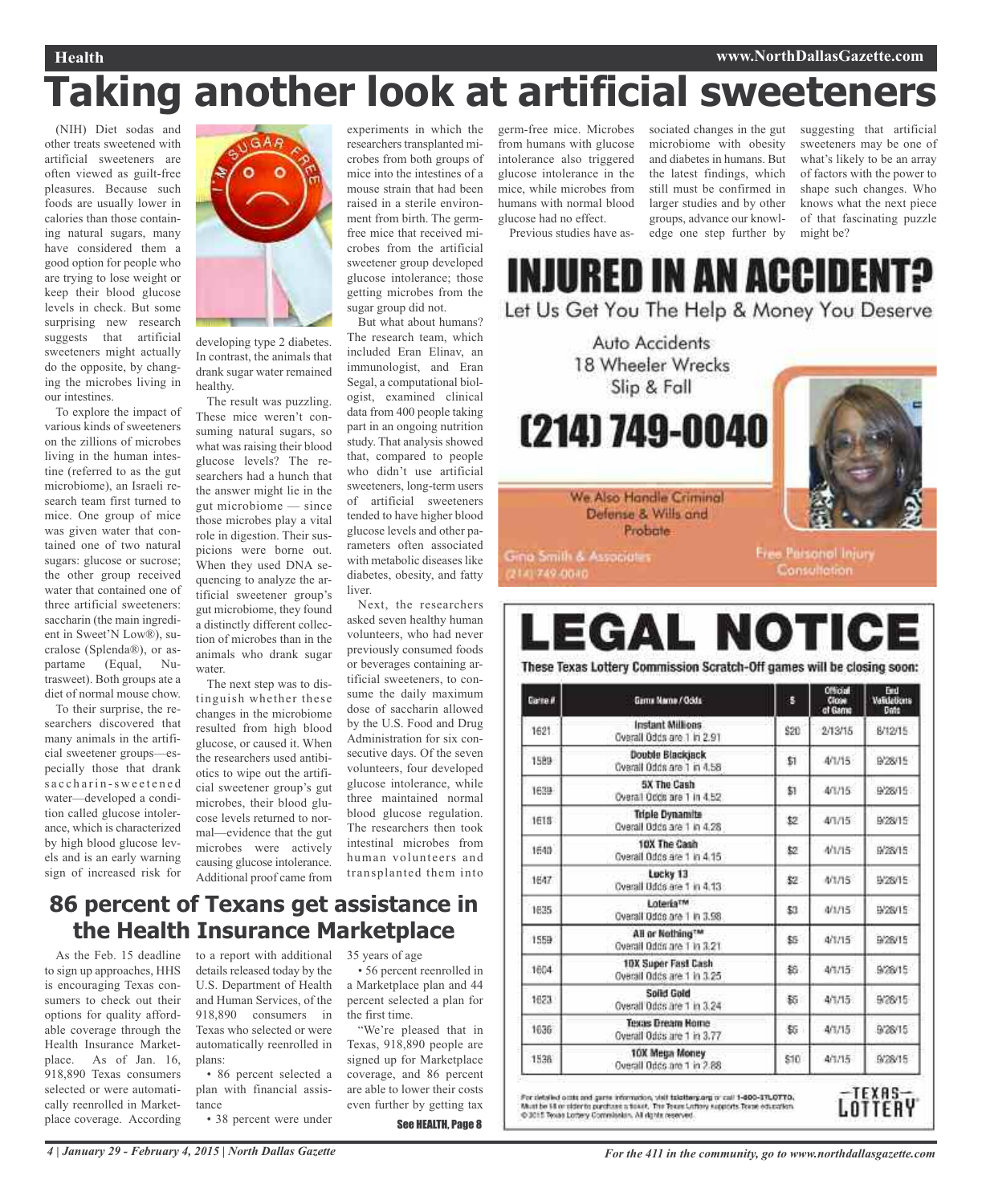# Taking another look at artificial sweeteners

(NIH) Diet sodas and other treats sweetened with artificial sweeteners are often viewed as guilt-free pleasures. Because such foods are usually lower in calories than those containing natural sugars, many have considered them a good option for people who are trying to lose weight or keep their blood glucose levels in check. But some surprising new research suggests that artificial sweeteners might actually do the opposite, by changing the microbes living in our intestines.

To explore the impact of various kinds of sweeteners on the zillions of microbes living in the human intestine (referred to as the gut microbiome), an Israeli research team first turned to mice. One group of mice was given water that contained one of two natural sugars: glucose or sucrose; the other group received water that contained one of three artificial sweeteners: saccharin (the main ingredient in Sweet'N Low®), sucralose (Splenda®), or aspartame (Equal, Nutrasweet). Both groups ate a diet of normal mouse chow.

To their surprise, the researchers discovered that many animals in the artificial sweetener groups—especially those that drank saccharin-sweetened water—developed a condition called glucose intolerance, which is characterized by high blood glucose levels and is an early warning sign of increased risk for developing type 2 diabetes. In contrast, the animals that drank sugar water remained healthy.

The result was puzzling. These mice weren't consuming natural sugars, so what was raising their blood glucose levels? The researchers had a hunch that the answer might lie in the gut microbiome — since those microbes play a vital role in digestion. Their suspicions were borne out. When they used DNA sequencing to analyze the artificial sweetener group's gut microbiome, they found a distinctly different collection of microbes than in the animals who drank sugar water.

The next step was to distinguish whether these changes in the microbiome resulted from high blood glucose, or caused it. When the researchers used antibiotics to wipe out the artificial sweetener group's gut microbes, their blood glucose levels returned to normal—evidence that the gut microbes were actively causing glucose intolerance. Additional proof came from experiments in which the researchers transplanted microbes from both groups of mice into the intestines of a mouse strain that had been raised in a sterile environment from birth. The germ-free mice that received microbes from the artificial sweetener group developed glucose intolerance; those getting microbes from the sugar group did not.

But what about humans? The research team, which included Eran Elinav, an immunologist, and Eran Segal, a computational biologist, examined clinical data from 400 people taking part in an ongoing nutrition study. That analysis showed that, compared to people who didn't use artificial sweeteners, long-term users of artificial sweeteners tended to have higher blood glucose levels and other parameters often associated with metabolic diseases like diabetes, obesity, and fatty liver.

Next, the researchers asked seven healthy human volunteers, who had never previously consumed foods or beverages containing artificial sweeteners, to consume the daily maximum dose of saccharin allowed by the U.S. Food and Drug Administration for six consecutive days. Of the seven volunteers, four developed glucose intolerance, while three maintained normal blood glucose regulation. The researchers then took intestinal microbes from human volunteers and transplanted them into germ-free mice. Microbes from humans with glucose intolerance also triggered glucose intolerance in the mice, while microbes from humans with normal blood glucose had no effect.

Previous studies have associated changes in the gut microbiome with obesity and diabetes in humans. But the latest findings, which still must be confirmed in larger studies and by other groups, advance our knowledge one step further by suggesting that artificial sweeteners may be one of what's likely to be an array of factors with the power to shape such changes. Who knows what the next piece of that fascinating puzzle might be?

# INJURED IN AN ACCIDENT?

Let Us Get You The Help & Money You Deserve

Auto Accidents
18 Wheeler Wrecks
Slip & Fall

**(214) 749-0040**

We Also Handle Criminal Defense & Wills and Probate

Gina Smith & Associates
(214) 749-0040

Free Personal Injury Consultation

# LEGAL NOTICE

**These Texas Lottery Commission Scratch-Off games will be closing soon:**

| Game # | Game Name / Odds | $ | Official Close of Game | End Validations Date |
|---|---|---|---|---|
| 1621 | Instant Millions Overall Odds are 1 in 2.91 | $20 | 2/13/15 | 8/12/15 |
| 1589 | Double Blackjack Overall Odds are 1 in 4.58 | $1 | 4/1/15 | 9/28/15 |
| 1639 | 5X The Cash Overall Odds are 1 in 4.52 | $1 | 4/1/15 | 9/28/15 |
| 1618 | Triple Dynamite Overall Odds are 1 in 4.28 | $2 | 4/1/15 | 9/28/15 |
| 1640 | 10X The Cash Overall Odds are 1 in 4.15 | $2 | 4/1/15 | 9/28/15 |
| 1647 | Lucky 13 Overall Odds are 1 in 4.13 | $2 | 4/1/15 | 9/28/15 |
| 1635 | Lotería™ Overall Odds are 1 in 3.98 | $3 | 4/1/15 | 9/28/15 |
| 1559 | All or Nothing™ Overall Odds are 1 in 3.21 | $5 | 4/1/15 | 9/28/15 |
| 1604 | 10X Super Fast Cash Overall Odds are 1 in 3.25 | $5 | 4/1/15 | 9/28/15 |
| 1623 | Solid Gold Overall Odds are 1 in 3.24 | $5 | 4/1/15 | 9/28/15 |
| 1636 | Texas Dream Home Overall Odds are 1 in 3.77 | $5 | 4/1/15 | 9/28/15 |
| 1536 | 10X Mega Money Overall Odds are 1 in 2.88 | $10 | 4/1/15 | 9/28/15 |

For detailed odds and game information, visit txlottery.org or call 1-800-37LOTTO. Must be 18 or older to purchase a ticket. The Texas Lottery supports Texas education. © 2015 Texas Lottery Commission. All rights reserved.

TEXAS LOTTERY

# 86 percent of Texans get assistance in the Health Insurance Marketplace

As the Feb. 15 deadline to sign up approaches, HHS is encouraging Texas consumers to check out their options for quality affordable coverage through the Health Insurance Marketplace. As of Jan. 16, 918,890 Texas consumers selected or were automatically reenrolled in Marketplace coverage. According to a report with additional details released today by the U.S. Department of Health and Human Services, of the 918,890 consumers in Texas who selected or were automatically reenrolled in plans:

- 86 percent selected a plan with financial assistance
- 38 percent were under 35 years of age
- 56 percent reenrolled in a Marketplace plan and 44 percent selected a plan for the first time.

"We're pleased that in Texas, 918,890 people are signed up for Marketplace coverage, and 86 percent are able to lower their costs even further by getting tax

**See HEALTH, Page 8**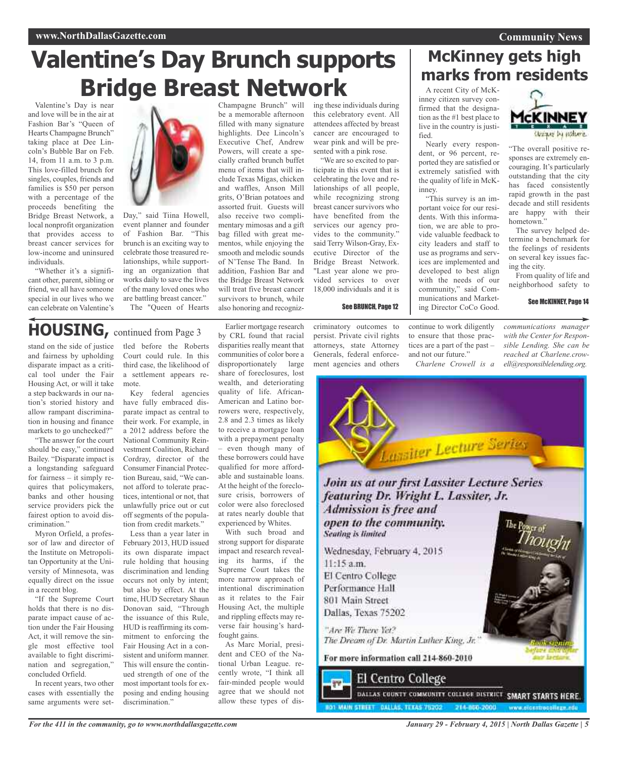# Valentine's Day Brunch supports Bridge Breast Network

Valentine's Day is near and love will be in the air at Fashion Bar's "Queen of Hearts Champagne Brunch" taking place at Dee Lincoln's Bubble Bar on Feb. 14, from 11 a.m. to 3 p.m. This love-filled brunch for singles, couples, friends and families is $50 per person with a percentage of the proceeds benefiting the Bridge Breast Network, a local nonprofit organization that provides access to breast cancer services for low-income and uninsured individuals.

"Whether it's a significant other, parent, sibling or friend, we all have someone special in our lives who we can celebrate on Valentine's Day," said Tiina Howell, event planner and founder of Fashion Bar. "This brunch is an exciting way to celebrate those treasured relationships, while supporting an organization that works daily to save the lives of the many loved ones who are battling breast cancer."

The "Queen of Hearts Champagne Brunch" will be a memorable afternoon filled with many signature highlights. Dee Lincoln's Executive Chef, Andrew Powers, will create a specially crafted brunch buffet menu of items that will include Texas Migas, chicken and waffles, Anson Mill grits, O'Brian potatoes and assorted fruit. Guests will also receive two complimentary mimosas and a gift bag filled with great mementos, while enjoying the smooth and melodic sounds of N'Tense The Band. In addition, Fashion Bar and the Bridge Breast Network will treat five breast cancer survivors to brunch, while also honoring and recognizing these individuals during this celebratory event. All attendees affected by breast cancer are encouraged to wear pink and will be presented with a pink rose.

"We are so excited to participate in this event that is celebrating the love and relationships of all people, while recognizing strong breast cancer survivors who have benefited from the services our agency provides to the community." said Terry Wilson-Gray, Executive Director of the Bridge Breast Network. "Last year alone we provided services to over 18,000 individuals and it is

See BRUNCH, Page 12

# McKinney gets high marks from residents

A recent City of McKinney citizen survey confirmed that the designation as the #1 best place to live in the country is justified.

Nearly every respondent, or 96 percent, reported they are satisfied or extremely satisfied with the quality of life in McKinney.

"This survey is an important voice for our residents. With this information, we are able to provide valuable feedback to city leaders and staff to use as programs and services are implemented and developed to best align with the needs of our community," said Communications and Marketing Director CoCo Good. "The overall positive responses are extremely encouraging. It's particularly outstanding that the city has faced consistently rapid growth in the past decade and still residents are happy with their hometown."

The survey helped determine a benchmark for the feelings of residents on several key issues facing the city.

From quality of life and neighborhood safety to

See McKINNEY, Page 14

## HOUSING, continued from Page 3

stand on the side of justice and fairness by upholding disparate impact as a critical tool under the Fair Housing Act, or will it take a step backwards in our nation's storied history and allow rampant discrimination in housing and finance markets to go unchecked?"

"The answer for the court should be easy," continued Bailey. "Disparate impact is a longstanding safeguard for fairness – it simply requires that policymakers, banks and other housing service providers pick the fairest option to avoid discrimination."

Myron Orfield, a professor of law and director of the Institute on Metropolitan Opportunity at the University of Minnesota, was equally direct on the issue in a recent blog.

"If the Supreme Court holds that there is no disparate impact cause of action under the Fair Housing Act, it will remove the single most effective tool available to fight discrimination and segregation," concluded Orfield.

In recent years, two other cases with essentially the same arguments were settled before the Roberts Court could rule. In this third case, the likelihood of a settlement appears remote.

Key federal agencies have fully embraced disparate impact as central to their work. For example, in a 2012 address before the National Community Reinvestment Coalition, Richard Cordray, director of the Consumer Financial Protection Bureau, said, "We cannot afford to tolerate practices, intentional or not, that unlawfully price out or cut off segments of the population from credit markets."

Less than a year later in February 2013, HUD issued its own disparate impact rule holding that housing discrimination and lending occurs not only by intent; but also by effect. At the time, HUD Secretary Shaun Donovan said, "Through the issuance of this Rule, HUD is reaffirming its commitment to enforcing the Fair Housing Act in a consistent and uniform manner. This will ensure the continued strength of one of the most important tools for exposing and ending housing discrimination."

Earlier mortgage research by CRL found that racial disparities really meant that communities of color bore a disproportionately large share of foreclosures, lost wealth, and deteriorating quality of life. African-American and Latino borrowers were, respectively, 2.8 and 2.3 times as likely to receive a mortgage loan with a prepayment penalty – even though many of these borrowers could have qualified for more affordable and sustainable loans. At the height of the foreclosure crisis, borrowers of color were also foreclosed at rates nearly double that experienced by Whites.

With such broad and strong support for disparate impact and research revealing its harms, if the Supreme Court takes the more narrow approach of intentional discrimination as it relates to the Fair Housing Act, the multiple and rippling effects may reverse fair housing's hard-fought gains.

As Marc Morial, president and CEO of the National Urban League. recently wrote, "I think all fair-minded people would agree that we should not allow these types of discriminatory outcomes to persist. Private civil rights attorneys, state Attorney Generals, federal enforcement agencies and others continue to work diligently to ensure that those practices are a part of the past – and not our future."

*Charlene Crowell is a communications manager with the Center for Responsible Lending. She can be reached at Charlene.crowell@responsiblelending.org.*

---

Lassiter Lecture Series

*Join us at our first Lassiter Lecture Series featuring Dr. Wright L. Lassiter, Jr.*
*Admission is free and open to the community.*
*Seating is limited*

Wednesday, February 4, 2015
11:15 a.m.
El Centro College
Performance Hall
801 Main Street
Dallas, Texas 75202

*"Are We There Yet? The Dream of Dr. Martin Luther King, Jr."*

**For more information call 214-860-2010**

The Power of Thought

*Book signing before and after our lecture.*

El Centro College
DALLAS COUNTY COMMUNITY COLLEGE DISTRICT — SMART STARTS HERE.
801 MAIN STREET DALLAS, TEXAS 75202 214-860-2000 www.elcentrocollege.edu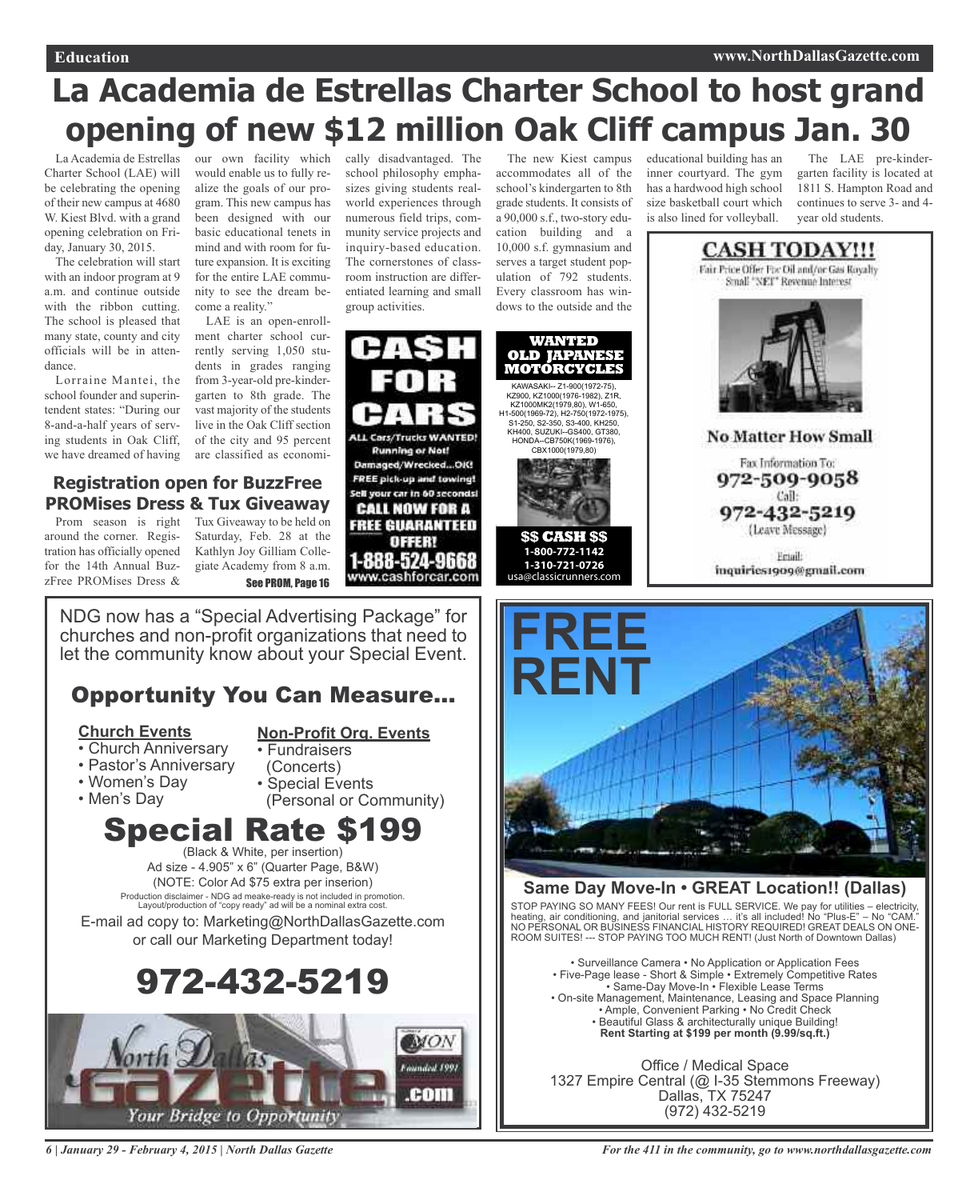# La Academia de Estrellas Charter School to host grand opening of new $12 million Oak Cliff campus Jan. 30

La Academia de Estrellas Charter School (LAE) will be celebrating the opening of their new campus at 4680 W. Kiest Blvd. with a grand opening celebration on Friday, January 30, 2015.

The celebration will start with an indoor program at 9 a.m. and continue outside with the ribbon cutting. The school is pleased that many state, county and city officials will be in attendance.

Lorraine Mantei, the school founder and superintendent states: "During our 8-and-a-half years of serving students in Oak Cliff, we have dreamed of having our own facility which would enable us to fully realize the goals of our program. This new campus has been designed with our basic educational tenets in mind and with room for future expansion. It is exciting for the entire LAE community to see the dream become a reality."

LAE is an open-enrollment charter school currently serving 1,050 students in grades ranging from 3-year-old pre-kindergarten to 8th grade. The vast majority of the students live in the Oak Cliff section of the city and 95 percent are classified as economically disadvantaged. The school philosophy emphasizes giving students real-world experiences through numerous field trips, community service projects and inquiry-based education. The cornerstones of classroom instruction are differentiated learning and small group activities.

The new Kiest campus accommodates all of the school's kindergarten to 8th grade students. It consists of a 90,000 s.f., two-story education building and a 10,000 s.f. gymnasium and serves a target student population of 792 students. Every classroom has windows to the outside and the educational building has an inner courtyard. The gym has a hardwood high school size basketball court which is also lined for volleyball.

The LAE pre-kindergarten facility is located at 1811 S. Hampton Road and continues to serve 3- and 4-year old students.

## Registration open for BuzzFree PROMises Dress & Tux Giveaway

Prom season is right around the corner. Registration has officially opened for the 14th Annual BuzzFree PROMises Dress & Tux Giveaway to be held on Saturday, Feb. 28 at the Kathlyn Joy Gilliam Collegiate Academy from 8 a.m.

See PROM, Page 16

---

**CA$H FOR CARS**

ALL Cars/Trucks WANTED! Running or Not! Damaged/Wrecked...OK! FREE pick-up and towing! Sell your car in 60 seconds!

CALL NOW FOR A FREE GUARANTEED OFFER!

1-888-524-9668
www.cashforcar.com

---

**WANTED OLD JAPANESE MOTORCYCLES**

KAWASAKI-- Z1-900(1972-75), KZ900, KZ1000(1976-1982), Z1R, KZ1000MK2(1979,80), W1-650, H1-500(1969-72), H2-750(1972-1975), S1-250, S2-350, S3-400, KH250, KH400, SUZUKI--GS400, GT380, HONDA--CB750K(1969-1976), CBX1000(1979,80)

$$ CASH $$
1-800-772-1142
1-310-721-0726
usa@classicrunners.com

---

**CASH TODAY!!!**

Fair Price Offer For Oil and/or Gas Royalty Small "NET" Revenue Interest

No Matter How Small

Fax Information To: 972-509-9058

Call: 972-432-5219 (Leave Message)

Email: inquiries1909@gmail.com

---

NDG now has a "Special Advertising Package" for churches and non-profit organizations that need to let the community know about your Special Event.

## Opportunity You Can Measure...

**Church Events**
- Church Anniversary
- Pastor's Anniversary
- Women's Day
- Men's Day

**Non-Profit Org. Events**
- Fundraisers (Concerts)
- Special Events (Personal or Community)

## Special Rate $199

(Black & White, per insertion)
Ad size - 4.905" x 6" (Quarter Page, B&W)
(NOTE: Color Ad $75 extra per inserion)

Production disclaimer - NDG ad meake-ready is not included in promotion. Layout/production of "copy ready" ad will be a nominal extra cost.

E-mail ad copy to: Marketing@NorthDallasGazette.com or call our Marketing Department today!

## 972-432-5219

North Dallas Gazette .com — Your Bridge to Opportunity — Founded 1991

---

# FREE RENT

**Same Day Move-In • GREAT Location!! (Dallas)**

STOP PAYING SO MANY FEES! Our rent is FULL SERVICE. We pay for utilities – electricity, heating, air conditioning, and janitorial services … it's all included! No "Plus-E" – No "CAM." NO PERSONAL OR BUSINESS FINANCIAL HISTORY REQUIRED! GREAT DEALS ON ONE-ROOM SUITES! --- STOP PAYING TOO MUCH RENT! (Just North of Downtown Dallas)

- Surveillance Camera • No Application or Application Fees
- Five-Page lease - Short & Simple • Extremely Competitive Rates
- Same-Day Move-In • Flexible Lease Terms
- On-site Management, Maintenance, Leasing and Space Planning
- Ample, Convenient Parking • No Credit Check
- Beautiful Glass & architecturally unique Building!

**Rent Starting at $199 per month (9.99/sq.ft.)**

Office / Medical Space
1327 Empire Central (@ I-35 Stemmons Freeway)
Dallas, TX 75247
(972) 432-5219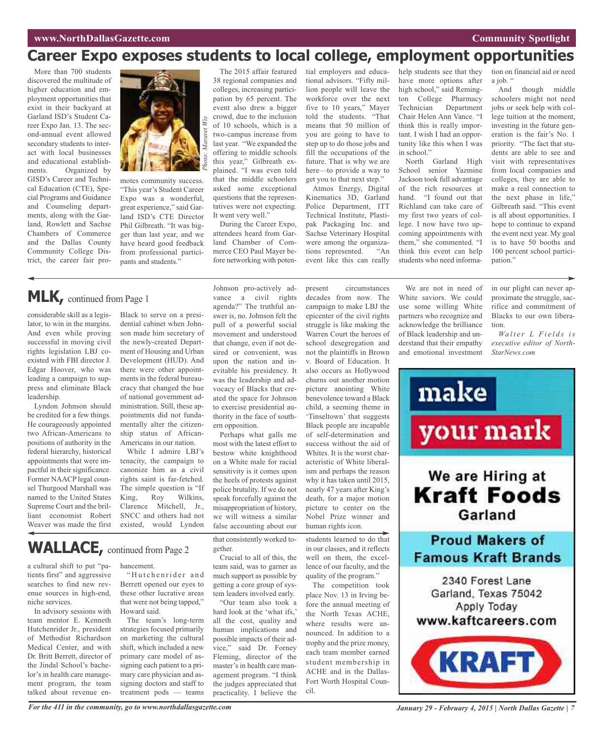# Career Expo exposes students to local college, employment opportunities

More than 700 students discovered the multitude of higher education and employment opportunities that exist in their backyard at Garland ISD's Student Career Expo Jan. 13. The second-annual event allowed secondary students to interact with local businesses and educational establishments. Organized by GISD's Career and Technical Education (CTE), Special Programs and Guidance and Counseling departments, along with the Garland, Rowlett and Sachse Chambers of Commerce and the Dallas County Community College District, the career fair promotes community success. "This year's Student Career Expo was a wonderful, great experience," said Garland ISD's CTE Director Phil Gilbreath. "It was bigger than last year, and we have heard good feedback from professional participants and students."

*Photo: Mararet Wis*

The 2015 affair featured 38 regional companies and colleges, increasing participation by 65 percent. The event also drew a bigger crowd, due to the inclusion of 10 schools, which is a two-campus increase from last year. "We expanded the offering to middle schools this year," Gilbreath explained. "I was even told that the middle schoolers asked some exceptional questions that the representatives were not expecting. It went very well."

During the Career Expo, attendees heard from Garland Chamber of Commerce CEO Paul Mayer before networking with potential employers and educational advisors. "Fifty million people will leave the workforce over the next five to 10 years," Mayer told the students. "That means that 50 million of you are going to have to step up to do those jobs and fill the occupations of the future. That is why we are here—to provide a way to get you to that next step."

Atmos Energy, Digital Kinematics 3D, Garland Police Department, ITT Technical Institute, Plastipak Packaging Inc. and Sachse Veterinary Hospital were among the organizations represented. "An event like this can really help students see that they have more options after high school," said Remington College Pharmacy Technician Department Chair Helen Ann Vance. "I think this is really important. I wish I had an opportunity like this when I was in school."

North Garland High School senior Yazmine Jackson took full advantage of the rich resources at hand. "I found out that Richland can take care of my first two years of college. I now have two upcoming appointments with them," she commented. "I think this event can help students who need information on financial aid or need a job."

And though middle schoolers might not need jobs or seek help with college tuition at the moment, investing in the future generation is the fair's No. 1 priority. "The fact that students are able to see and visit with representatives from local companies and colleges, they are able to make a real connection to the next phase in life," Gilbreath said. "This event is all about opportunities. I hope to continue to expand the event next year. My goal is to have 50 booths and 100 percent school participation."

## MLK, continued from Page 1

considerable skill as a legislator, to win in the margins. And even while proving successful in moving civil rights legislation LBJ coexisted with FBI director J. Edgar Hoover, who was leading a campaign to suppress and eliminate Black leadership.

Lyndon Johnson should be credited for a few things. He courageously appointed two African-Americans to positions of authority in the federal hierarchy, historical appointments that were impactful in their significance. Former NAACP legal counsel Thurgood Marshall was named to the United States Supreme Court and the brilliant economist Robert Weaver was made the first Black to serve on a presidential cabinet when Johnson made him secretary of the newly-created Department of Housing and Urban Development (HUD). And there were other appointments in the federal bureaucracy that changed the hue of national government administration. Still, these appointments did not fundamentally alter the citizenship status of African-Americans in our nation.

While I admire LBJ's tenacity, the campaign to canonize him as a civil rights saint is far-fetched. The simple question is "If King, Roy Wilkins, Clarence Mitchell, Jr., SNCC and others had not existed, would Lyndon Johnson pro-actively advance a civil rights agenda?" The truthful answer is, no. Johnson felt the pull of a powerful social movement and understood that change, even if not desired or convenient, was upon the nation and inevitable his presidency. It was the leadership and advocacy of Blacks that created the space for Johnson to exercise presidential authority in the face of southern opposition.

Perhaps what galls me most with the latest effort to bestow white knighthood on a White male for racial sensitivity is it comes upon the heels of protests against police brutality. If we do not speak forcefully against the misappropriation of history, we will witness a similar false accounting about our present circumstances decades from now. The campaign to make LBJ the epicenter of the civil rights struggle is like making the Warren Court the heroes of school desegregation and not the plaintiffs in Brown v. Board of Education. It also occurs as Hollywood churns out another motion picture anointing White benevolence toward a Black child, a seeming theme in 'Tinseltown' that suggests Black people are incapable of self-determination and success without the aid of Whites. It is the worst characteristic of White liberalism and perhaps the reason why it has taken until 2015, nearly 47 years after King's death, for a major motion picture to center on the Nobel Prize winner and human rights icon.

We are not in need of White saviors. We could use some willing White partners who recognize and acknowledge the brilliance of Black leadership and understand that their empathy and emotional investment in our plight can never approximate the struggle, sacrifice and commitment of Blacks to our own liberation.

*Walter L Fields is executive editor of NorthStarNews.com*

## WALLACE, continued from Page 2

a cultural shift to put "patients first" and aggressive searches to find new revenue sources in high-end, niche services.

In advisory sessions with team mentor E. Kenneth Hutchenrider Jr., president of Methodist Richardson Medical Center, and with Dr. Britt Berrett, director of the Jindal School's bachelor's in health care management program, the team talked about revenue enhancement.

"Hutchenrider and Berrett opened our eyes to these other lucrative areas that were not being tapped," Howard said.

The team's long-term strategies focused primarily on marketing the cultural shift, which included a new primary care model of assigning each patient to a primary care physician and assigning doctors and staff to treatment pods — teams that consistently worked together.

Crucial to all of this, the team said, was to garner as much support as possible by getting a core group of system leaders involved early.

"Our team also took a hard look at the 'what ifs,' all the cost, quality and human implications and possible impacts of their advice," said Dr. Forney Fleming, director of the master's in health care management program. "I think the judges appreciated that practicality. I believe the students learned to do that in our classes, and it reflects well on them, the excellence of our faculty, and the quality of the program."

The competition took place Nov. 13 in Irving before the annual meeting of the North Texas ACHE, where results were announced. In addition to a trophy and the prize money, each team member earned student membership in ACHE and in the Dallas-Fort Worth Hospital Council.

---

**make your mark**

**We are Hiring at Kraft Foods Garland**

**Proud Makers of Famous Kraft Brands**

2340 Forest Lane
Garland, Texas 75042
Apply Today
www.kaftcareers.com

**KRAFT**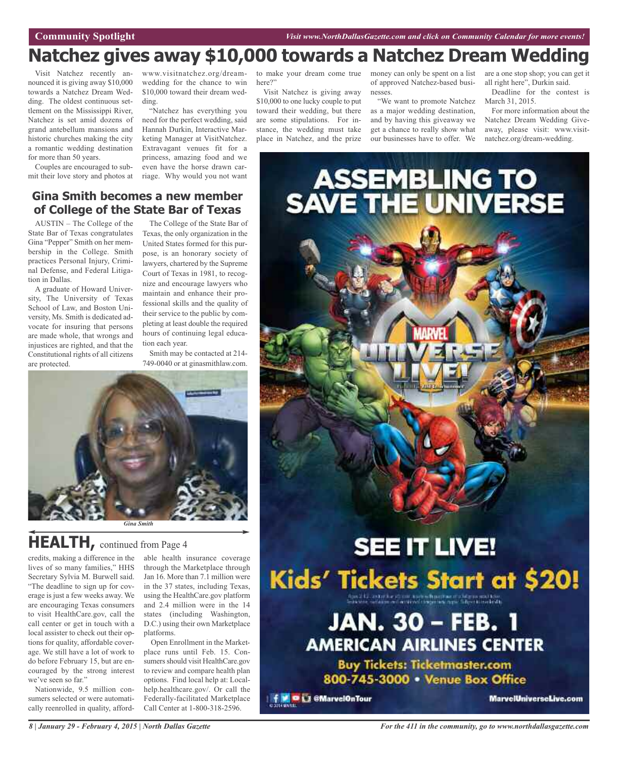Community Spotlight

*Visit www.NorthDallasGazette.com and click on Community Calendar for more events!*

# Natchez gives away $10,000 towards a Natchez Dream Wedding

Visit Natchez recently announced it is giving away $10,000 towards a Natchez Dream Wedding. The oldest continuous settlement on the Mississippi River, Natchez is set amid dozens of grand antebellum mansions and historic churches making the city a romantic wedding destination for more than 50 years.

Couples are encouraged to submit their love story and photos at www.visitnatchez.org/dream-wedding for the chance to win $10,000 toward their dream wedding.

"Natchez has everything you need for the perfect wedding, said Hannah Durkin, Interactive Marketing Manager at VisitNatchez. Extravagant venues fit for a princess, amazing food and we even have the horse drawn carriage. Why would you not want to make your dream come true here?"

Visit Natchez is giving away $10,000 to one lucky couple to put toward their wedding, but there are some stipulations. For instance, the wedding must take place in Natchez, and the prize money can only be spent on a list of approved Natchez-based businesses.

"We want to promote Natchez as a major wedding destination, and by having this giveaway we get a chance to really show what our businesses have to offer. We are a one stop shop; you can get it all right here", Durkin said.

Deadline for the contest is March 31, 2015.

For more information about the Natchez Dream Wedding Giveaway, please visit: www.visitnatchez.org/dream-wedding.

## Gina Smith becomes a new member of College of the State Bar of Texas

AUSTIN – The College of the State Bar of Texas congratulates Gina "Pepper" Smith on her membership in the College. Smith practices Personal Injury, Criminal Defense, and Federal Litigation in Dallas.

A graduate of Howard University, The University of Texas School of Law, and Boston University, Ms. Smith is dedicated advocate for insuring that persons are made whole, that wrongs and injustices are righted, and that the Constitutional rights of all citizens are protected.

The College of the State Bar of Texas, the only organization in the United States formed for this purpose, is an honorary society of lawyers, chartered by the Supreme Court of Texas in 1981, to recognize and encourage lawyers who maintain and enhance their professional skills and the quality of their service to the public by completing at least double the required hours of continuing legal education each year.

Smith may be contacted at 214-749-0040 or at ginasmithlaw.com.

*Gina Smith*

## HEALTH, continued from Page 4

credits, making a difference in the lives of so many families," HHS Secretary Sylvia M. Burwell said. "The deadline to sign up for coverage is just a few weeks away. We are encouraging Texas consumers to visit HealthCare.gov, call the call center or get in touch with a local assister to check out their options for quality, affordable coverage. We still have a lot of work to do before February 15, but are encouraged by the strong interest we've seen so far."

Nationwide, 9.5 million consumers selected or were automatically reenrolled in quality, affordable health insurance coverage through the Marketplace through Jan 16. More than 7.1 million were in the 37 states, including Texas, using the HealthCare.gov platform and 2.4 million were in the 14 states (including Washington, D.C.) using their own Marketplace platforms.

Open Enrollment in the Marketplace runs until Feb. 15. Consumers should visit HealthCare.gov to review and compare health plan options. Find local help at: Localhelp.healthcare.gov/. Or call the Federally-facilitated Marketplace Call Center at 1-800-318-2596.

ASSEMBLING TO SAVE THE UNIVERSE

MARVEL UNIVERSE LIVE!

SEE IT LIVE!

Kids' Tickets Start at $20!

JAN. 30 – FEB. 1

AMERICAN AIRLINES CENTER

Buy Tickets: Ticketmaster.com

800-745-3000 • Venue Box Office

@MarvelOnTour

MarvelUniverseLive.com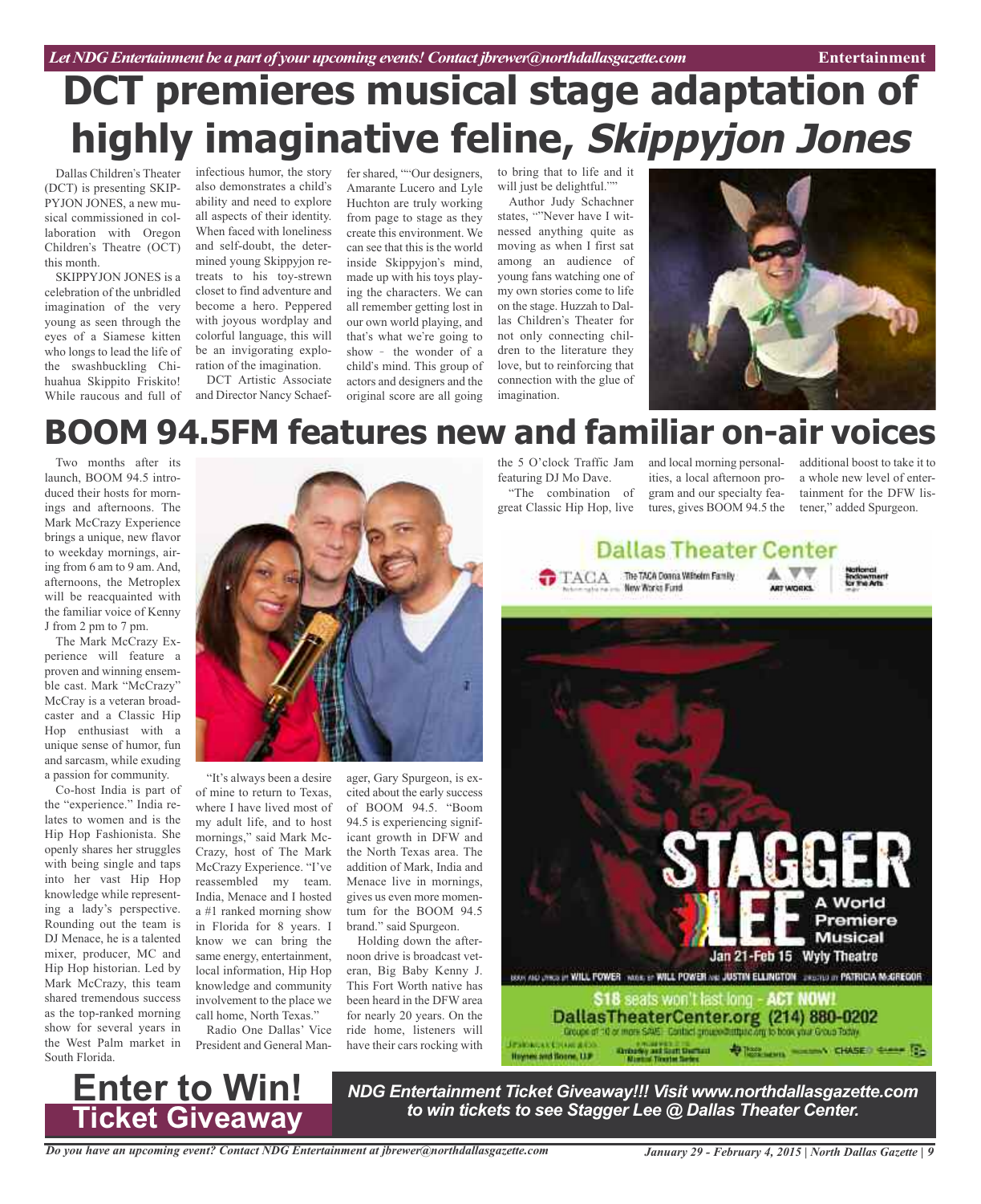# DCT premieres musical stage adaptation of highly imaginative feline, *Skippyjon Jones*

Dallas Children's Theater (DCT) is presenting SKIPPYJON JONES, a new musical commissioned in collaboration with Oregon Children's Theatre (OCT) this month.

SKIPPYJON JONES is a celebration of the unbridled imagination of the very young as seen through the eyes of a Siamese kitten who longs to lead the life of the swashbuckling Chihuahua Skippito Friskito! While raucous and full of infectious humor, the story also demonstrates a child's ability and need to explore all aspects of their identity. When faced with loneliness and self-doubt, the determined young Skippyjon retreats to his toy-strewn closet to find adventure and become a hero. Peppered with joyous wordplay and colorful language, this will be an invigorating exploration of the imagination.

DCT Artistic Associate and Director Nancy Schaeffer shared, ""Our designers, Amarante Lucero and Lyle Huchton are truly working from page to stage as they create this environment. We can see that this is the world inside Skippyjon's mind, made up with his toys playing the characters. We can all remember getting lost in our own world playing, and that's what we're going to show – the wonder of a child's mind. This group of actors and designers and the original score are all going to bring that to life and it will just be delightful.""

Author Judy Schachner states, ""Never have I witnessed anything quite as moving as when I first sat among an audience of young fans watching one of my own stories come to life on the stage. Huzzah to Dallas Children's Theater for not only connecting children to the literature they love, but to reinforcing that connection with the glue of imagination.

# BOOM 94.5FM features new and familiar on-air voices

Two months after its launch, BOOM 94.5 introduced their hosts for mornings and afternoons. The Mark McCrazy Experience brings a unique, new flavor to weekday mornings, airing from 6 am to 9 am. And, afternoons, the Metroplex will be reacquainted with the familiar voice of Kenny J from 2 pm to 7 pm.

The Mark McCrazy Experience will feature a proven and winning ensemble cast. Mark "McCrazy" McCray is a veteran broadcaster and a Classic Hip Hop enthusiast with a unique sense of humor, fun and sarcasm, while exuding a passion for community.

Co-host India is part of the "experience." India relates to women and is the Hip Hop Fashionista. She openly shares her struggles with being single and taps into her vast Hip Hop knowledge while representing a lady's perspective. Rounding out the team is DJ Menace, he is a talented mixer, producer, MC and Hip Hop historian. Led by Mark McCrazy, this team shared tremendous success as the top-ranked morning show for several years in the West Palm market in South Florida.

"It's always been a desire of mine to return to Texas, where I have lived most of my adult life, and to host mornings," said Mark McCrazy, host of The Mark McCrazy Experience. "I've reassembled my team. India, Menace and I hosted a #1 ranked morning show in Florida for 8 years. I know we can bring the same energy, entertainment, local information, Hip Hop knowledge and community involvement to the place we call home, North Texas."

Radio One Dallas' Vice President and General Manager, Gary Spurgeon, is excited about the early success of BOOM 94.5. "Boom 94.5 is experiencing significant growth in DFW and the North Texas area. The addition of Mark, India and Menace live in mornings, gives us even more momentum for the BOOM 94.5 brand." said Spurgeon.

Holding down the afternoon drive is broadcast veteran, Big Baby Kenny J. This Fort Worth native has been heard in the DFW area for nearly 20 years. On the ride home, listeners will have their cars rocking with the 5 O'clock Traffic Jam featuring DJ Mo Dave.

"The combination of great Classic Hip Hop, live and local morning personalities, a local afternoon program and our specialty features, gives BOOM 94.5 the additional boost to take it to a whole new level of entertainment for the DFW listener," added Spurgeon.

**Dallas Theater Center**

STAGGER LEE — A World Premiere Musical

Jan 21-Feb 15 Wyly Theatre

Book and lyrics by WILL POWER. Music by WILL POWER and JUSTIN ELLINGTON. Directed by PATRICIA McGREGOR

$18 seats won't last long - ACT NOW!

DallasTheaterCenter.org (214) 880-0202

## Enter to Win! Ticket Giveaway

***NDG Entertainment Ticket Giveaway!!! Visit www.northdallasgazette.com to win tickets to see Stagger Lee @ Dallas Theater Center.***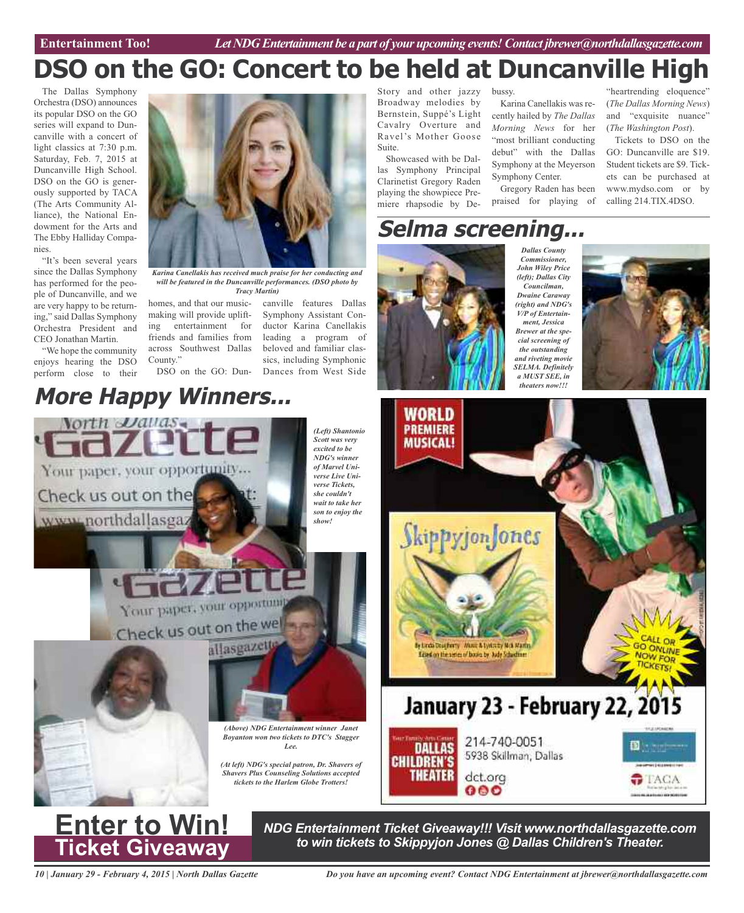# DSO on the GO: Concert to be held at Duncanville High

The Dallas Symphony Orchestra (DSO) announces its popular DSO on the GO series will expand to Duncanville with a concert of light classics at 7:30 p.m. Saturday, Feb. 7, 2015 at Duncanville High School. DSO on the GO is generously supported by TACA (The Arts Community Alliance), the National Endowment for the Arts and The Ebby Halliday Companies.

"It's been several years since the Dallas Symphony has performed for the people of Duncanville, and we are very happy to be returning," said Dallas Symphony Orchestra President and CEO Jonathan Martin.

"We hope the community enjoys hearing the DSO perform close to their homes, and that our music-making will provide uplifting entertainment for friends and families from across Southwest Dallas County."

*Karina Canellakis has received much praise for her conducting and will be featured in the Duncanville performances. (DSO photo by Tracy Martin)*

DSO on the GO: Duncanville features Dallas Symphony Assistant Conductor Karina Canellakis leading a program of beloved and familiar classics, including Symphonic Dances from West Side Story and other jazzy Broadway melodies by Bernstein, Suppé's Light Cavalry Overture and Ravel's Mother Goose Suite.

Showcased with be Dallas Symphony Principal Clarinetist Gregory Raden playing the showpiece Premiere rhapsodie by Debussy.

Karina Canellakis was recently hailed by *The Dallas Morning News* for her "most brilliant conducting debut" with the Dallas Symphony at the Meyerson Symphony Center.

Gregory Raden has been praised for playing of "heartrending eloquence" (*The Dallas Morning News*) and "exquisite nuance" (*The Washington Post*).

Tickets to DSO on the GO: Duncanville are $19. Student tickets are $9. Tickets can be purchased at www.mydso.com or by calling 214.TIX.4DSO.

## Selma screening...

*Dallas County Commissioner, John Wiley Price (left); Dallas City Councilman, Dwaine Caraway (right) and NDG's V/P of Entertainment, Jessica Brewer at the special screening of the outstanding and riveting movie SELMA. Definitely a MUST SEE, in theaters now!!!*

## More Happy Winners...

*(Left) Shantonio Scott was very excited to be NDG's winner of Marvel Universe Live Universe Tickets, she couldn't wait to take her son to enjoy the show!*

*(Above) NDG Entertainment winner Janet Boyanton won two tickets to DTC's Stagger Lee.*

*(At left) NDG's special patron, Dr. Shavers of Shavers Plus Counseling Solutions accepted tickets to the Harlem Globe Trotters!*

WORLD PREMIERE MUSICAL!

SkippyjonJones

By Linda Daugherty Music & lyrics by Nick Martin Based on the series of books by Judy Schachner

CALL OR GO ONLINE NOW FOR TICKETS!

January 23 - February 22, 2015

Dallas Children's Theater
214-740-0051
5938 Skillman, Dallas
dct.org

TACA

# Enter to Win! Ticket Giveaway

**NDG Entertainment Ticket Giveaway!!! Visit www.northdallasgazette.com to win tickets to Skippyjon Jones @ Dallas Children's Theater.**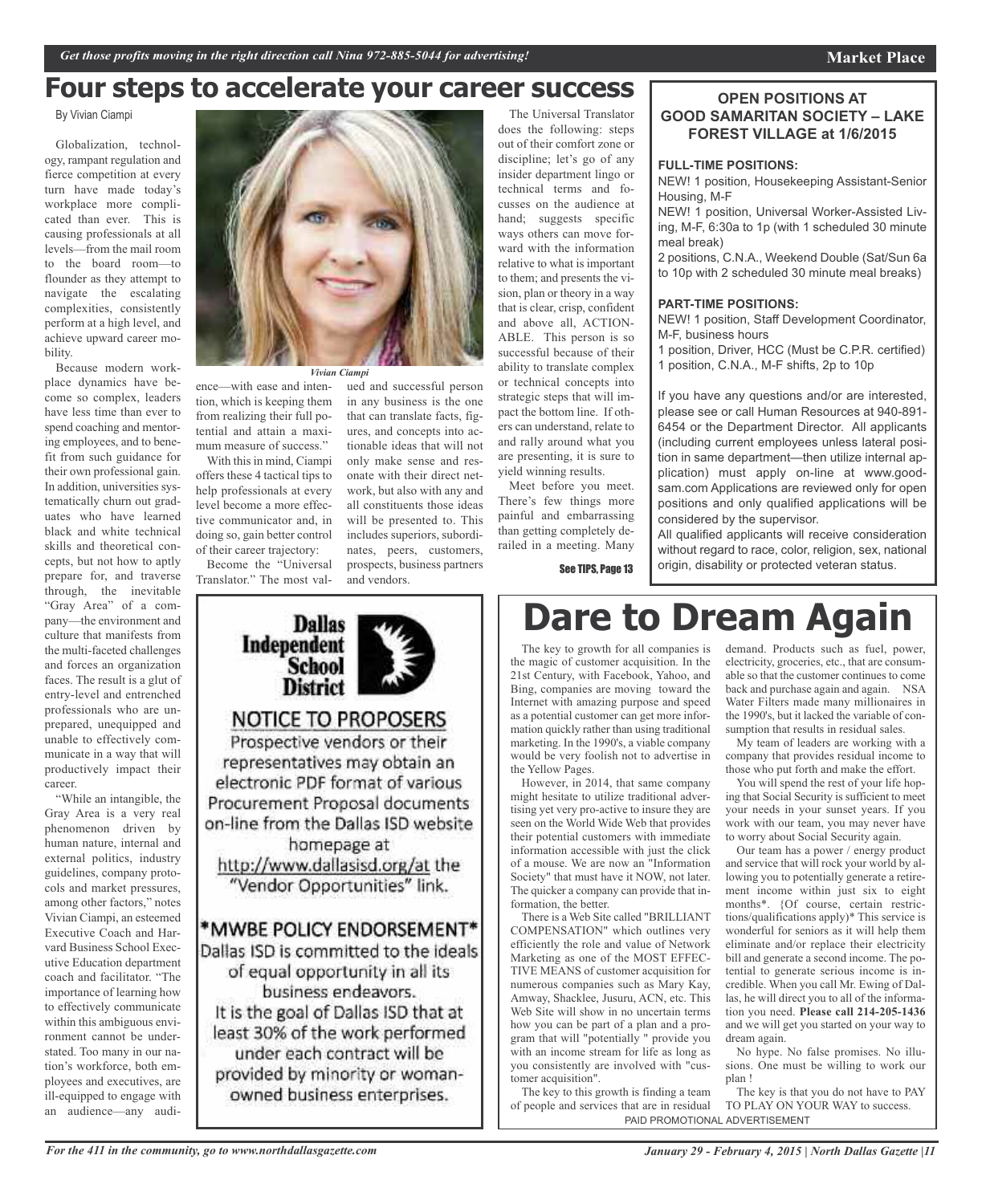# Four steps to accelerate your career success

By Vivian Ciampi

Globalization, technology, rampant regulation and fierce competition at every turn have made today's workplace more complicated than ever. This is causing professionals at all levels—from the mail room to the board room—to flounder as they attempt to navigate the escalating complexities, consistently perform at a high level, and achieve upward career mobility.

Because modern workplace dynamics have become so complex, leaders have less time than ever to spend coaching and mentoring employees, and to benefit from such guidance for their own professional gain. In addition, universities systematically churn out graduates who have learned black and white technical skills and theoretical concepts, but not how to aptly prepare for, and traverse through, the inevitable "Gray Area" of a company—the environment and culture that manifests from the multi-faceted challenges and forces an organization faces. The result is a glut of entry-level and entrenched professionals who are unprepared, unequipped and unable to effectively communicate in a way that will productively impact their career.

"While an intangible, the Gray Area is a very real phenomenon driven by human nature, internal and external politics, industry guidelines, company protocols and market pressures, among other factors," notes Vivian Ciampi, an esteemed Executive Coach and Harvard Business School Executive Education department coach and facilitator. "The importance of learning how to effectively communicate within this ambiguous environment cannot be understated. Too many in our nation's workforce, both employees and executives, are ill-equipped to engage with an audience—any audience—with ease and intention, which is keeping them from realizing their full potential and attain a maximum measure of success."

*Vivian Ciampi*

With this in mind, Ciampi offers these 4 tactical tips to help professionals at every level become a more effective communicator and, in doing so, gain better control of their career trajectory:

Become the "Universal Translator." The most valued and successful person in any business is the one that can translate facts, figures, and concepts into actionable ideas that will not only make sense and resonate with their direct network, but also with any and all constituents those ideas will be presented to. This includes superiors, subordinates, peers, customers, prospects, business partners and vendors.

The Universal Translator does the following: steps out of their comfort zone or discipline; let's go of any insider department lingo or technical terms and focusses on the audience at hand; suggests specific ways others can move forward with the information relative to what is important to them; and presents the vision, plan or theory in a way that is clear, crisp, confident and above all, ACTIONABLE. This person is so successful because of their ability to translate complex or technical concepts into strategic steps that will impact the bottom line. If others can understand, relate to and rally around what you are presenting, it is sure to yield winning results.

Meet before you meet. There's few things more painful and embarrassing than getting completely derailed in a meeting. Many

See TIPS, Page 13

---

**OPEN POSITIONS AT GOOD SAMARITAN SOCIETY – LAKE FOREST VILLAGE at 1/6/2015**

**FULL-TIME POSITIONS:**

NEW! 1 position, Housekeeping Assistant-Senior Housing, M-F

NEW! 1 position, Universal Worker-Assisted Living, M-F, 6:30a to 1p (with 1 scheduled 30 minute meal break)

2 positions, C.N.A., Weekend Double (Sat/Sun 6a to 10p with 2 scheduled 30 minute meal breaks)

**PART-TIME POSITIONS:**

NEW! 1 position, Staff Development Coordinator, M-F, business hours

1 position, Driver, HCC (Must be C.P.R. certified)

1 position, C.N.A., M-F shifts, 2p to 10p

If you have any questions and/or are interested, please see or call Human Resources at 940-891-6454 or the Department Director. All applicants (including current employees unless lateral position in same department—then utilize internal application) must apply on-line at www.good-sam.com Applications are reviewed only for open positions and only qualified applications will be considered by the supervisor.

All qualified applicants will receive consideration without regard to race, color, religion, sex, national origin, disability or protected veteran status.

---

**Dallas Independent School District**

## NOTICE TO PROPOSERS

Prospective vendors or their representatives may obtain an electronic PDF format of various Procurement Proposal documents on-line from the Dallas ISD website homepage at http://www.dallasisd.org/at the "Vendor Opportunities" link.

**\*MWBE POLICY ENDORSEMENT\***

Dallas ISD is committed to the ideals of equal opportunity in all its business endeavors.

It is the goal of Dallas ISD that at least 30% of the work performed under each contract will be provided by minority or woman-owned business enterprises.

---

# Dare to Dream Again

The key to growth for all companies is the magic of customer acquisition. In the 21st Century, with Facebook, Yahoo, and Bing, companies are moving toward the Internet with amazing purpose and speed as a potential customer can get more information quickly rather than using traditional marketing. In the 1990's, a viable company would be very foolish not to advertise in the Yellow Pages.

However, in 2014, that same company might hesitate to utilize traditional advertising yet very pro-active to insure they are seen on the World Wide Web that provides their potential customers with immediate information accessible with just the click of a mouse. We are now an "Information Society" that must have it NOW, not later. The quicker a company can provide that information, the better.

There is a Web Site called "BRILLIANT COMPENSATION" which outlines very efficiently the role and value of Network Marketing as one of the MOST EFFECTIVE MEANS of customer acquisition for numerous companies such as Mary Kay, Amway, Shacklee, Jusuru, ACN, etc. This Web Site will show in no uncertain terms how you can be part of a plan and a program that will "potentially " provide you with an income stream for life as long as you consistently are involved with "customer acquisition".

The key to this growth is finding a team of people and services that are in residual demand. Products such as fuel, power, electricity, groceries, etc., that are consumable so that the customer continues to come back and purchase again and again. NSA Water Filters made many millionaires in the 1990's, but it lacked the variable of consumption that results in residual sales.

My team of leaders are working with a company that provides residual income to those who put forth and make the effort.

You will spend the rest of your life hoping that Social Security is sufficient to meet your needs in your sunset years. If you work with our team, you may never have to worry about Social Security again.

Our team has a power / energy product and service that will rock your world by allowing you to potentially generate a retirement income within just six to eight months\*. {Of course, certain restrictions/qualifications apply}\* This service is wonderful for seniors as it will help them eliminate and/or replace their electricity bill and generate a second income. The potential to generate serious income is incredible. When you call Mr. Ewing of Dallas, he will direct you to all of the information you need. **Please call 214-205-1436** and we will get you started on your way to dream again.

No hype. No false promises. No illusions. One must be willing to work our plan !

The key is that you do not have to PAY TO PLAY ON YOUR WAY to success.

PAID PROMOTIONAL ADVERTISEMENT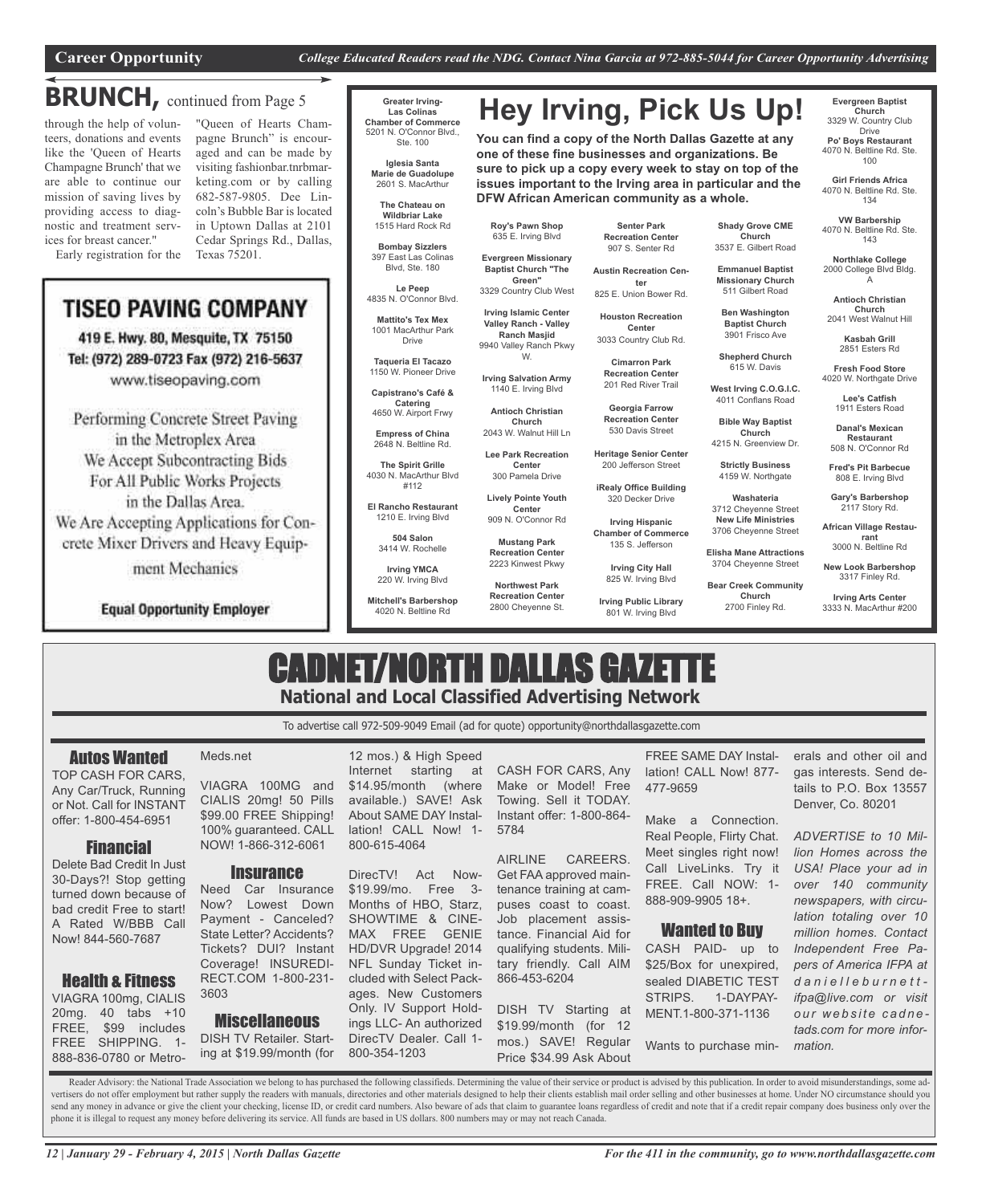**Career Opportunity** *College Educated Readers read the NDG. Contact Nina Garcia at 972-885-5044 for Career Opportunity Advertising*

## BRUNCH, continued from Page 5

through the help of volunteers, donations and events like the 'Queen of Hearts Champagne Brunch' that we are able to continue our mission of saving lives by providing access to diagnostic and treatment services for breast cancer."

Early registration for the "Queen of Hearts Champagne Brunch" is encouraged and can be made by visiting fashionbar.tnrbmarketing.com or by calling 682-587-9805. Dee Lincoln's Bubble Bar is located in Uptown Dallas at 2101 Cedar Springs Rd., Dallas, Texas 75201.

### TISEO PAVING COMPANY

419 E. Hwy. 80, Mesquite, TX 75150
Tel: (972) 289-0723 Fax (972) 216-5637
www.tiseopaving.com

Performing Concrete Street Paving in the Metroplex Area
We Accept Subcontracting Bids For All Public Works Projects in the Dallas Area.
We Are Accepting Applications for Concrete Mixer Drivers and Heavy Equipment Mechanics

**Equal Opportunity Employer**

## Hey Irving, Pick Us Up!

**You can find a copy of the North Dallas Gazette at any one of these fine businesses and organizations. Be sure to pick up a copy every week to stay on top of the issues important to the Irving area in particular and the DFW African American community as a whole.**

**Greater Irving-Las Colinas Chamber of Commerce**
5201 N. O'Connor Blvd., Ste. 100

**Iglesia Santa Marie de Guadolupe**
2601 S. MacArthur

**The Chateau on Wildbriar Lake**
1515 Hard Rock Rd

**Bombay Sizzlers**
397 East Las Colinas Blvd, Ste. 180

**Le Peep**
4835 N. O'Connor Blvd.

**Mattito's Tex Mex**
1001 MacArthur Park Drive

**Taqueria El Tacazo**
1150 W. Pioneer Drive

**Capistrano's Café & Catering**
4650 W. Airport Frwy

**Empress of China**
2648 N. Beltline Rd.

**The Spirit Grille**
4030 N. MacArthur Blvd #112

**El Rancho Restaurant**
1210 E. Irving Blvd

**504 Salon**
3414 W. Rochelle

**Irving YMCA**
220 W. Irving Blvd

**Mitchell's Barbershop**
4020 N. Beltline Rd

**Roy's Pawn Shop**
635 E. Irving Blvd

**Evergreen Missionary Baptist Church "The Green"**
3329 Country Club West

**Irving Islamic Center Valley Ranch - Valley Ranch Masjid**
9940 Valley Ranch Pkwy W.

**Irving Salvation Army**
1140 E. Irving Blvd

**Antioch Christian Church**
2043 W. Walnut Hill Ln

**Lee Park Recreation Center**
300 Pamela Drive

**Lively Pointe Youth Center**
909 N. O'Connor Rd

**Mustang Park Recreation Center**
2223 Kinwest Pkwy

**Northwest Park Recreation Center**
2800 Cheyenne St.

**Senter Park Recreation Center**
907 S. Senter Rd

**Austin Recreation Center**
825 E. Union Bower Rd.

**Houston Recreation Center**
3033 Country Club Rd.

**Cimarron Park Recreation Center**
201 Red River Trail

**Georgia Farrow Recreation Center**
530 Davis Street

**Heritage Senior Center**
200 Jefferson Street

**iRealy Office Building**
320 Decker Drive

**Irving Hispanic Chamber of Commerce**
135 S. Jefferson

**Irving City Hall**
825 W. Irving Blvd

**Irving Public Library**
801 W. Irving Blvd

**Shady Grove CME Church**
3537 E. Gilbert Road

**Emmanuel Baptist Missionary Church**
511 Gilbert Road

**Ben Washington Baptist Church**
3901 Frisco Ave

**Shepherd Church**
615 W. Davis

**West Irving C.O.G.I.C.**
4011 Conflans Road

**Bible Way Baptist Church**
4215 N. Greenview Dr.

**Strictly Business**
4159 W. Northgate

**Washateria**
3712 Cheyenne Street

**New Life Ministries**
3706 Cheyenne Street

**Elisha Mane Attractions**
3704 Cheyenne Street

**Bear Creek Community Church**
2700 Finley Rd.

**Evergreen Baptist Church**
3329 W. Country Club Drive

**Po' Boys Restaurant**
4070 N. Beltline Rd. Ste. 100

**Girl Friends Africa**
4070 N. Beltline Rd. Ste. 134

**VW Barbership**
4070 N. Beltline Rd. Ste. 143

**Northlake College**
2000 College Blvd Bldg. A

**Antioch Christian Church**
2041 West Walnut Hill

**Kasbah Grill**
2851 Esters Rd

**Fresh Food Store**
4020 W. Northgate Drive

**Lee's Catfish**
1911 Esters Road

**Danal's Mexican Restaurant**
508 N. O'Connor Rd

**Fred's Pit Barbecue**
808 E. Irving Blvd

**Gary's Barbershop**
2117 Story Rd.

**African Village Restaurant**
3000 N. Beltline Rd

**New Look Barbershop**
3317 Finley Rd.

**Irving Arts Center**
3333 N. MacArthur #200

# CADNET/NORTH DALLAS GAZETTE

**National and Local Classified Advertising Network**

To advertise call 972-509-9049 Email (ad for quote) opportunity@northdallasgazette.com

### Autos Wanted

TOP CASH FOR CARS, Any Car/Truck, Running or Not. Call for INSTANT offer: 1-800-454-6951

### Financial

Delete Bad Credit In Just 30-Days?! Stop getting turned down because of bad credit Free to start! A Rated W/BBB Call Now! 844-560-7687

### Health & Fitness

VIAGRA 100mg, CIALIS 20mg. 40 tabs +10 FREE, $99 includes FREE SHIPPING. 1-888-836-0780 or Metro-Meds.net

VIAGRA 100MG and CIALIS 20mg! 50 Pills $99.00 FREE Shipping! 100% guaranteed. CALL NOW! 1-866-312-6061

### Insurance

Need Car Insurance Now? Lowest Down Payment - Canceled? State Letter? Accidents? Tickets? DUI? Instant Coverage! INSUREDIRECT.COM 1-800-231-3603

### Miscellaneous

DISH TV Retailer. Starting at $19.99/month (for 12 mos.) & High Speed Internet starting at $14.95/month (where available.) SAVE! Ask About SAME DAY Installation! CALL Now! 1-800-615-4064

DirecTV! Act Now- $19.99/mo. Free 3-Months of HBO, Starz, SHOWTIME & CINEMAX FREE GENIE HD/DVR Upgrade! 2014 NFL Sunday Ticket included with Select Packages. New Customers Only. IV Support Holdings LLC- An authorized DirecTV Dealer. Call 1-800-354-1203

CASH FOR CARS, Any Make or Model! Free Towing. Sell it TODAY. Instant offer: 1-800-864-5784

AIRLINE CAREERS. Get FAA approved maintenance training at campuses coast to coast. Job placement assistance. Financial Aid for qualifying students. Military friendly. Call AIM 866-453-6204

DISH TV Starting at $19.99/month (for 12 mos.) SAVE! Regular Price $34.99 Ask About FREE SAME DAY Installation! CALL Now! 877-477-9659

Make a Connection. Real People, Flirty Chat. Meet singles right now! Call LiveLinks. Try it FREE. Call NOW: 1-888-909-9905 18+.

### Wanted to Buy

CASH PAID- up to $25/Box for unexpired, sealed DIABETIC TEST STRIPS. 1-DAYPAYMENT.1-800-371-1136

Wants to purchase minerals and other oil and gas interests. Send details to P.O. Box 13557 Denver, Co. 80201

*ADVERTISE to 10 Million Homes across the USA! Place your ad in over 140 community newspapers, with circulation totaling over 10 million homes. Contact Independent Free Papers of America IFPA at daniellebjudnett-ifpa@live.com or visit our website cadnetads.com for more information.*

Reader Advisory: the National Trade Association we belong to has purchased the following classifieds. Determining the value of their service or product is advised by this publication. In order to avoid misunderstandings, some advertisers do not offer employment but rather supply the readers with manuals, directories and other materials designed to help their clients establish mail order selling and other businesses at home. Under NO circumstance should you send any money in advance or give the client your checking, license ID, or credit card numbers. Also beware of ads that claim to guarantee loans regardless of credit and note that if a credit repair company does business only over the phone it is illegal to request any money before delivering its service. All funds are based in US dollars. 800 numbers may or may not reach Canada.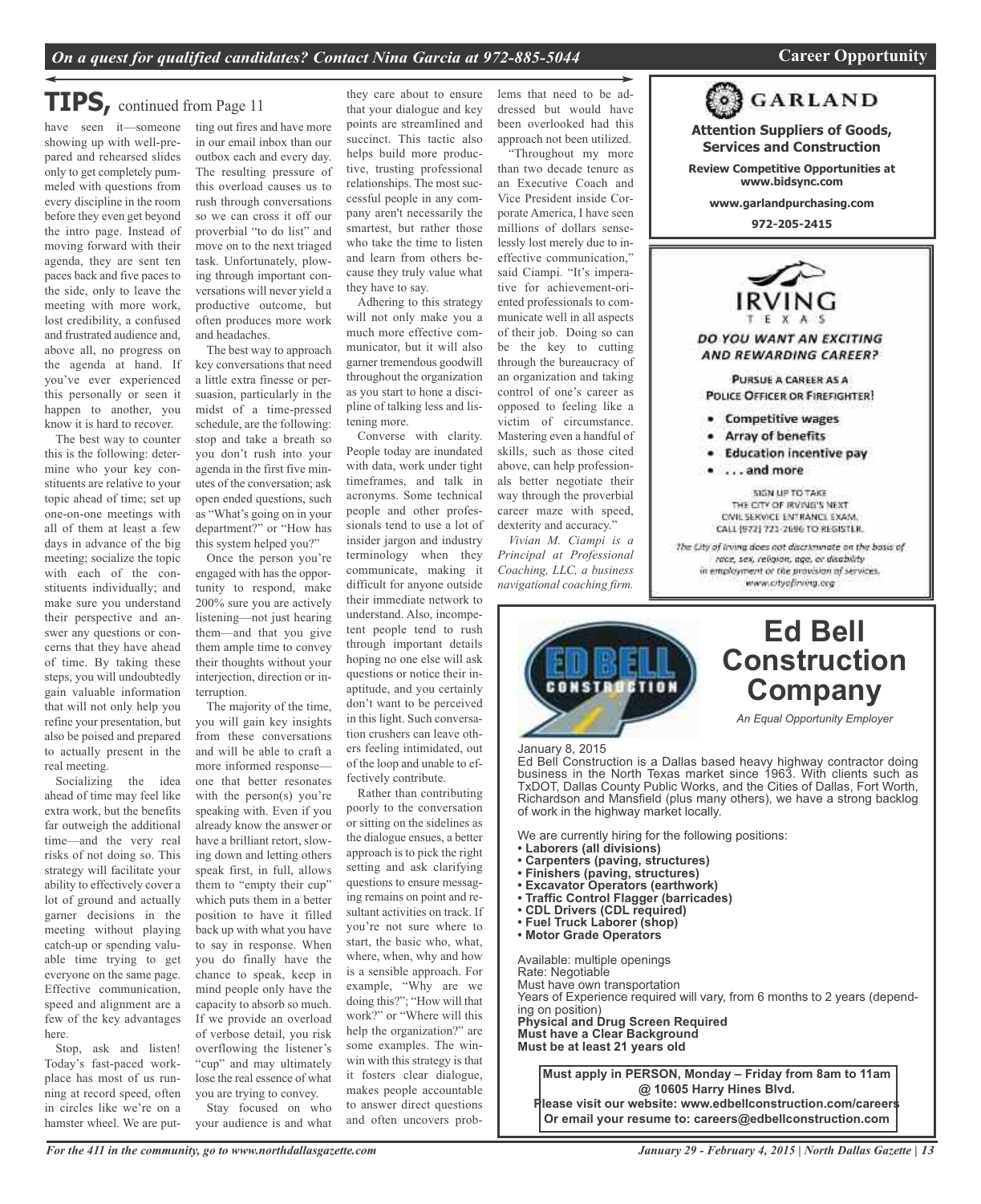## TIPS, continued from Page 11

have seen it—someone showing up with well-prepared and rehearsed slides only to get completely pummeled with questions from every discipline in the room before they even get beyond the intro page. Instead of moving forward with their agenda, they are sent ten paces back and five paces to the side, only to leave the meeting with more work, lost credibility, a confused and frustrated audience and, above all, no progress on the agenda at hand. If you've ever experienced this personally or seen it happen to another, you know it is hard to recover.

The best way to counter this is the following: determine who your key constituents are relative to your topic ahead of time; set up one-on-one meetings with all of them at least a few days in advance of the big meeting; socialize the topic with each of the constituents individually; and make sure you understand their perspective and answer any questions or concerns that they have ahead of time. By taking these steps, you will undoubtedly gain valuable information that will not only help you refine your presentation, but also be poised and prepared to actually present in the real meeting.

Socializing the idea ahead of time may feel like extra work, but the benefits far outweigh the additional time—and the very real risks of not doing so. This strategy will facilitate your ability to effectively cover a lot of ground and actually garner decisions in the meeting without playing catch-up or spending valuable time trying to get everyone on the same page. Effective communication, speed and alignment are a few of the key advantages here.

Stop, ask and listen! Today's fast-paced workplace has most of us running at record speed, often in circles like we're on a hamster wheel. We are putting out fires and have more in our email inbox than our outbox each and every day. The resulting pressure of this overload causes us to rush through conversations so we can cross it off our proverbial "to do list" and move on to the next triaged task. Unfortunately, plowing through important conversations will never yield a productive outcome, but often produces more work and headaches.

The best way to approach key conversations that need a little extra finesse or persuasion, particularly in the midst of a time-pressed schedule, are the following: stop and take a breath so you don't rush into your agenda in the first five minutes of the conversation; ask open ended questions, such as "What's going on in your department?" or "How has this system helped you?"

Once the person you're engaged with has the opportunity to respond, make 200% sure you are actively listening—not just hearing them—and that you give them ample time to convey their thoughts without your interjection, direction or interruption.

The majority of the time, you will gain key insights from these conversations and will be able to craft a more informed response—one that better resonates with the person(s) you're speaking with. Even if you already know the answer or have a brilliant retort, slowing down and letting others speak first, in full, allows them to "empty their cup" which puts them in a better position to have it filled back up with what you have to say in response. When you do finally have the chance to speak, keep in mind people only have the capacity to absorb so much. If we provide an overload of verbose detail, you risk overflowing the listener's "cup" and may ultimately lose the real essence of what you are trying to convey.

Stay focused on who your audience is and what they care about to ensure that your dialogue and key points are streamlined and succinct. This tactic also helps build more productive, trusting professional relationships. The most successful people in any company aren't necessarily the smartest, but rather those who take the time to listen and learn from others because they truly value what they have to say.

Adhering to this strategy will not only make you a much more effective communicator, but it will also garner tremendous goodwill throughout the organization as you start to hone a discipline of talking less and listening more.

Converse with clarity. People today are inundated with data, work under tight timeframes, and talk in acronyms. Some technical people and other professionals tend to use a lot of insider jargon and industry terminology when they communicate, making it difficult for anyone outside their immediate network to understand. Also, incompetent people tend to rush through important details hoping no one else will ask questions or notice their ineptitude, and you certainly don't want to be perceived in this light. Such conversation crushers can leave others feeling intimidated, out of the loop and unable to effectively contribute.

Rather than contributing poorly to the conversation or sitting on the sidelines as the dialogue ensues, a better approach is to pick the right setting and ask clarifying questions to ensure messaging remains on point and resultant activities on track. If you're not sure where to start, the basic who, what, where, when, why and how is a sensible approach. For example, "Why are we doing this?"; "How will that work?" or "Where will this help the organization?" are some examples. The win-win with this strategy is that it fosters clear dialogue, makes people accountable to answer direct questions and often uncovers problems that need to be addressed but would have been overlooked had this approach not been utilized.

"Throughout my more than two decade tenure as an Executive Coach and Vice President inside Corporate America, I have seen millions of dollars senselessly lost merely due to ineffective communication," said Ciampi. "It's imperative for achievement-oriented professionals to communicate well in all aspects of their job. Doing so can be the key to cutting through the bureaucracy of an organization and taking control of one's career as opposed to feeling like a victim of circumstance. Mastering even a handful of skills, such as those cited above, can help professionals better negotiate their way through the proverbial career maze with speed, dexterity and accuracy."

*Vivian M. Ciampi is a Principal at Professional Coaching, LLC, a business navigational coaching firm.*

---

## GARLAND

**Attention Suppliers of Goods, Services and Construction**

**Review Competitive Opportunities at www.bidsync.com**

**www.garlandpurchasing.com**

**972-205-2415**

---

## IRVING
TEXAS

***DO YOU WANT AN EXCITING AND REWARDING CAREER?***

PURSUE A CAREER AS A POLICE OFFICER OR FIREFIGHTER!

- Competitive wages
- Array of benefits
- Education incentive pay
- . . . and more

SIGN UP TO TAKE THE CITY OF IRVING'S NEXT CIVIL SERVICE ENTRANCE EXAM. CALL (972) 721-2696 TO REGISTER.

*The City of Irving does not discriminate on the basis of race, sex, religion, age, or disability in employment or the provision of services. www.cityofirving.org*

---

## Ed Bell Construction Company

*An Equal Opportunity Employer*

January 8, 2015

Ed Bell Construction is a Dallas based heavy highway contractor doing business in the North Texas market since 1963. With clients such as TxDOT, Dallas County Public Works, and the Cities of Dallas, Fort Worth, Richardson and Mansfield (plus many others), we have a strong backlog of work in the highway market locally.

We are currently hiring for the following positions:

- **Laborers (all divisions)**
- **Carpenters (paving, structures)**
- **Finishers (paving, structures)**
- **Excavator Operators (earthwork)**
- **Traffic Control Flagger (barricades)**
- **CDL Drivers (CDL required)**
- **Fuel Truck Laborer (shop)**
- **Motor Grade Operators**

Available: multiple openings
Rate: Negotiable
Must have own transportation
Years of Experience required will vary, from 6 months to 2 years (depending on position)
**Physical and Drug Screen Required**
**Must have a Clear Background**
**Must be at least 21 years old**

**Must apply in PERSON, Monday – Friday from 8am to 11am @ 10605 Harry Hines Blvd.**
**Please visit our website: www.edbellconstruction.com/careers**
**Or email your resume to: careers@edbellconstruction.com**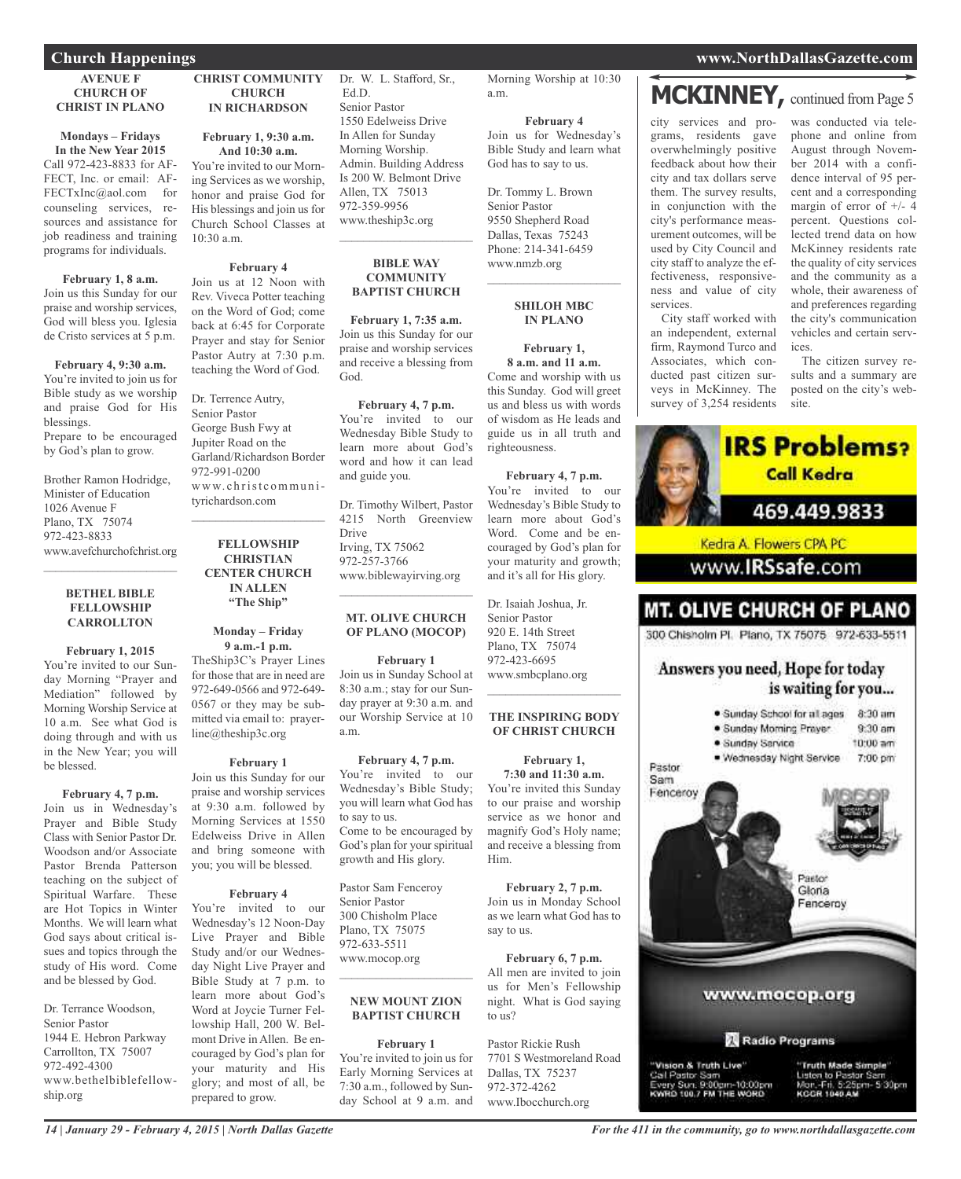## Church Happenings

### AVENUE F CHURCH OF CHRIST IN PLANO

**Mondays – Fridays In the New Year 2015**
Call 972-423-8833 for AFFECT, Inc. or email: AFFECTxInc@aol.com for counseling services, resources and assistance for job readiness and training programs for individuals.

**February 1, 8 a.m.**
Join us this Sunday for our praise and worship services, God will bless you. Iglesia de Cristo services at 5 p.m.

**February 4, 9:30 a.m.**
You're invited to join us for Bible study as we worship and praise God for His blessings.
Prepare to be encouraged by God's plan to grow.

Brother Ramon Hodridge, Minister of Education
1026 Avenue F
Plano, TX 75074
972-423-8833
www.avefchurchofchrist.org

---

### BETHEL BIBLE FELLOWSHIP CARROLLTON

**February 1, 2015**
You're invited to our Sunday Morning "Prayer and Mediation" followed by Morning Worship Service at 10 a.m. See what God is doing through and with us in the New Year; you will be blessed.

**February 4, 7 p.m.**
Join us in Wednesday's Prayer and Bible Study Class with Senior Pastor Dr. Woodson and/or Associate Pastor Brenda Patterson teaching on the subject of Spiritual Warfare. These are Hot Topics in Winter Months. We will learn what God says about critical issues and topics through the study of His word. Come and be blessed by God.

Dr. Terrance Woodson, Senior Pastor
1944 E. Hebron Parkway
Carrollton, TX 75007
972-492-4300
www.bethelbiblefellowship.org

### CHRIST COMMUNITY CHURCH IN RICHARDSON

**February 1, 9:30 a.m. And 10:30 a.m.**
You're invited to our Morning Services as we worship, honor and praise God for His blessings and join us for Church School Classes at 10:30 a.m.

**February 4**
Join us at 12 Noon with Rev. Viveca Potter teaching on the Word of God; come back at 6:45 for Corporate Prayer and stay for Senior Pastor Autry at 7:30 p.m. teaching the Word of God.

Dr. Terrence Autry, Senior Pastor
George Bush Fwy at Jupiter Road on the Garland/Richardson Border
972-991-0200
www.christcommunityrichardson.com

---

### FELLOWSHIP CHRISTIAN CENTER CHURCH IN ALLEN "The Ship"

**Monday – Friday 9 a.m.-1 p.m.**
TheShip3C's Prayer Lines for those that are in need are 972-649-0566 and 972-649-0567 or they may be submitted via email to: prayerline@theship3c.org

**February 1**
Join us this Sunday for our praise and worship services at 9:30 a.m. followed by Morning Services at 1550 Edelweiss Drive in Allen and bring someone with you; you will be blessed.

**February 4**
You're invited to our Wednesday's 12 Noon-Day Live Prayer and Bible Study and/or our Wednesday Night Live Prayer and Bible Study at 7 p.m. to learn more about God's Word at Joycie Turner Fellowship Hall, 200 W. Belmont Drive in Allen. Be encouraged by God's plan for your maturity and His glory; and most of all, be prepared to grow.

Dr. W. L. Stafford, Sr., Ed.D.
Senior Pastor
1550 Edelweiss Drive
In Allen for Sunday Morning Worship.
Admin. Building Address Is 200 W. Belmont Drive
Allen, TX 75013
972-359-9956
www.theship3c.org

---

### BIBLE WAY COMMUNITY BAPTIST CHURCH

**February 1, 7:35 a.m.**
Join us this Sunday for our praise and worship services and receive a blessing from God.

**February 4, 7 p.m.**
You're invited to our Wednesday Bible Study to learn more about God's word and how it can lead and guide you.

Dr. Timothy Wilbert, Pastor
4215 North Greenview Drive
Irving, TX 75062
972-257-3766
www.biblewayirving.org

---

### MT. OLIVE CHURCH OF PLANO (MOCOP)

**February 1**
Join us in Sunday School at 8:30 a.m.; stay for our Sunday prayer at 9:30 a.m. and our Worship Service at 10 a.m.

**February 4, 7 p.m.**
You're invited to our Wednesday's Bible Study; you will learn what God has to say to us.
Come to be encouraged by God's plan for your spiritual growth and His glory.

Pastor Sam Fenceroy
Senior Pastor
300 Chisholm Place
Plano, TX 75075
972-633-5511
www.mocop.org

---

### NEW MOUNT ZION BAPTIST CHURCH

**February 1**
You're invited to join us for Early Morning Services at 7:30 a.m., followed by Sunday School at 9 a.m. and Morning Worship at 10:30 a.m.

**February 4**
Join us for Wednesday's Bible Study and learn what God has to say to us.

Dr. Tommy L. Brown
Senior Pastor
9550 Shepherd Road
Dallas, Texas 75243
Phone: 214-341-6459
www.nmzb.org

---

### SHILOH MBC IN PLANO

**February 1, 8 a.m. and 11 a.m.**
Come and worship with us this Sunday. God will greet us and bless us with words of wisdom as He leads and guide us in all truth and righteousness.

**February 4, 7 p.m.**
You're invited to our Wednesday's Bible Study to learn more about God's Word. Come and be encouraged by God's plan for your maturity and growth; and it's all for His glory.

Dr. Isaiah Joshua, Jr.
Senior Pastor
920 E. 14th Street
Plano, TX 75074
972-423-6695
www.smbcplano.org

---

### THE INSPIRING BODY OF CHRIST CHURCH

**February 1, 7:30 and 11:30 a.m.**
You're invited this Sunday to our praise and worship service as we honor and magnify God's Holy name; and receive a blessing from Him.

**February 2, 7 p.m.**
Join us in Monday School as we learn what God has to say to us.

**February 6, 7 p.m.**
All men are invited to join us for Men's Fellowship night. What is God saying to us?

Pastor Rickie Rush
7701 S Westmoreland Road
Dallas, TX 75237
972-372-4262
www.Ibocchurch.org

## MCKINNEY, continued from Page 5

city services and programs, residents gave overwhelmingly positive feedback about how their city and tax dollars serve them. The survey results, in conjunction with the city's performance measurement outcomes, will be used by City Council and city staff to analyze the effectiveness, responsiveness and value of city services.

City staff worked with an independent, external firm, Raymond Turco and Associates, which conducted past citizen surveys in McKinney. The survey of 3,254 residents was conducted via telephone and online from August through November 2014 with a confidence interval of 95 percent and a corresponding margin of error of +/- 4 percent. Questions collected trend data on how McKinney residents rate the quality of city services and the community as a whole, their awareness of and preferences regarding the city's communication vehicles and certain services.

The citizen survey results and a summary are posted on the city's website.

---

**IRS Problems? Call Kedra**
469.449.9833
Kedra A. Flowers CPA PC
www.IRSsafe.com

---

**MT. OLIVE CHURCH OF PLANO**
300 Chisholm Pl. Plano, TX 75075 972-633-5511

Answers you need, Hope for today is waiting for you...

- Sunday School for all ages 8:30 am
- Sunday Morning Prayer 9:30 am
- Sunday Service 10:00 am
- Wednesday Night Service 7:00 pm

Pastor Sam Fenceroy
Pastor Gloria Fenceroy

www.mocop.org

Radio Programs

"Vision & Truth Live" Call Pastor Sam Every Sun. 9:00pm-10:00pm KWRD 100.7 FM THE WORD

"Truth Made Simple" Listen to Pastor Sam Mon.-Fri. 5:25pm- 5:30pm KGGR 1040 AM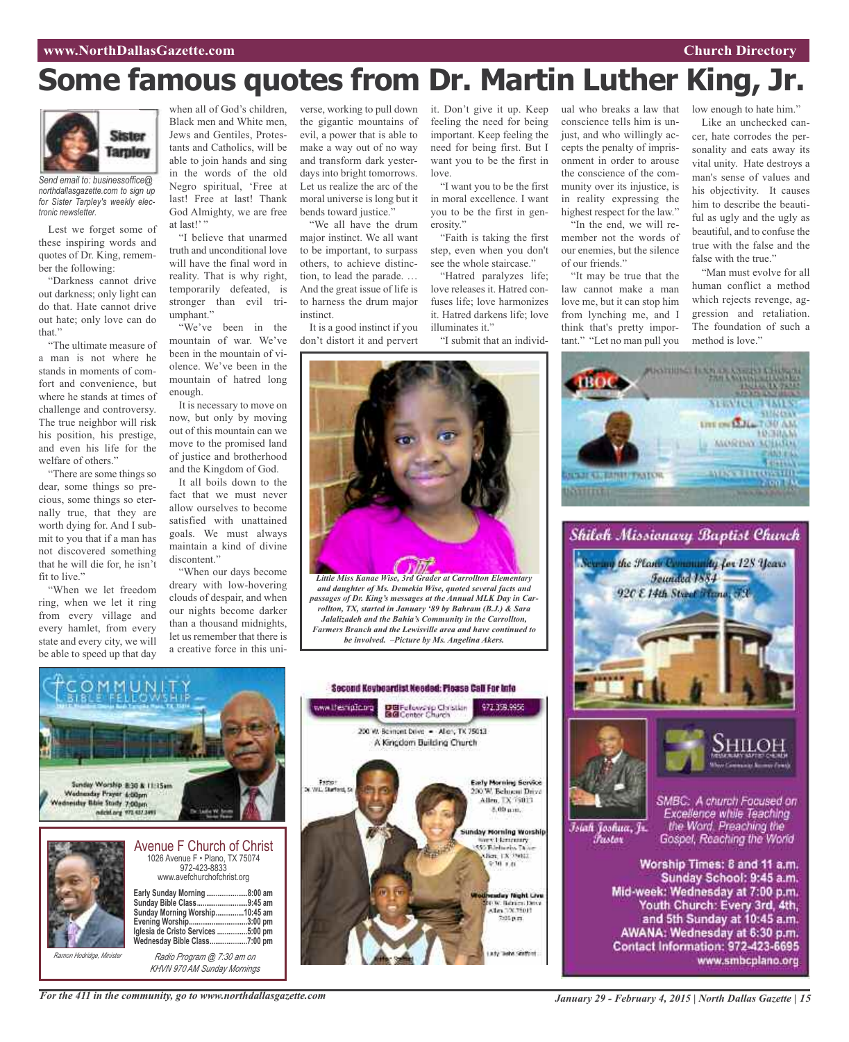# Some famous quotes from Dr. Martin Luther King, Jr.

Sister Tarpley

*Send email to: businessoffice@northdallasgazette.com to sign up for Sister Tarpley's weekly electronic newsletter.*

Lest we forget some of these inspiring words and quotes of Dr. King, remember the following:

"Darkness cannot drive out darkness; only light can do that. Hate cannot drive out hate; only love can do that."

"The ultimate measure of a man is not where he stands in moments of comfort and convenience, but where he stands at times of challenge and controversy. The true neighbor will risk his position, his prestige, and even his life for the welfare of others."

"There are some things so dear, some things so precious, some things so eternally true, that they are worth dying for. And I submit to you that if a man has not discovered something that he will die for, he isn't fit to live."

"When we let freedom ring, when we let it ring from every village and every hamlet, from every state and every city, we will be able to speed up that day when all of God's children, Black men and White men, Jews and Gentiles, Protestants and Catholics, will be able to join hands and sing in the words of the old Negro spiritual, 'Free at last! Free at last! Thank God Almighty, we are free at last!' "

"I believe that unarmed truth and unconditional love will have the final word in reality. That is why right, temporarily defeated, is stronger than evil triumphant."

"We've been in the mountain of war. We've been in the mountain of violence. We've been in the mountain of hatred long enough.

It is necessary to move on now, but only by moving out of this mountain can we move to the promised land of justice and brotherhood and the Kingdom of God.

It all boils down to the fact that we must never allow ourselves to become satisfied with unattained goals. We must always maintain a kind of divine discontent."

"When our days become dreary with low-hovering clouds of despair, and when our nights become darker than a thousand midnights, let us remember that there is a creative force in this universe, working to pull down the gigantic mountains of evil, a power that is able to make a way out of no way and transform dark yesterdays into bright tomorrows. Let us realize the arc of the moral universe is long but it bends toward justice."

"We all have the drum major instinct. We all want to be important, to surpass others, to achieve distinction, to lead the parade. … And the great issue of life is to harness the drum major instinct.

It is a good instinct if you don't distort it and pervert it. Don't give it up. Keep feeling the need for being important. Keep feeling the need for being first. But I want you to be the first in love.

"I want you to be the first in moral excellence. I want you to be the first in generosity."

"Faith is taking the first step, even when you don't see the whole staircase."

"Hatred paralyzes life; love releases it. Hatred confuses life; love harmonizes it. Hatred darkens life; love illuminates it."

"I submit that an individual who breaks a law that conscience tells him is unjust, and who willingly accepts the penalty of imprisonment in order to arouse the conscience of the community over its injustice, is in reality expressing the highest respect for the law."

"In the end, we will remember not the words of our enemies, but the silence of our friends."

"It may be true that the law cannot make a man love me, but it can stop him from lynching me, and I think that's pretty important." "Let no man pull you low enough to hate him."

Like an unchecked cancer, hate corrodes the personality and eats away its vital unity. Hate destroys a man's sense of values and his objectivity. It causes him to describe the beautiful as ugly and the ugly as beautiful, and to confuse the true with the false and the false with the true."

"Man must evolve for all human conflict a method which rejects revenge, aggression and retaliation. The foundation of such a method is love."

*Little Miss Kanae Wise, 3rd Grader at Carrollton Elementary and daughter of Ms. Demekia Wise, quoted several facts and passages of Dr. King's messages at the Annual MLK Day in Carrollton, TX, started in January '89 by Bahram (B.J.) & Sara Jalalizadeh and the Bahia's Community in the Carrollton, Farmers Branch and the Lewisville area and have continued to be involved. –Picture by Ms. Angelina Akers.*

---

**Community Bible Fellowship**

Sunday Worship 8:30 & 11:15am
Wednesday Prayer 6:00pm
Wednesday Bible Study 7:00pm

---

## Avenue F Church of Christ

1026 Avenue F • Plano, TX 75074
972-423-8833
www.avefchurchofchrist.org

| | |
|---|---|
| Early Sunday Morning | 8:00 am |
| Sunday Bible Class | 9:45 am |
| Sunday Morning Worship | 10:45 am |
| Evening Worship | 3:00 pm |
| Iglesia de Cristo Services | 5:00 pm |
| Wednesday Bible Class | 7:00 pm |

Ramon Hodridge, Minister

*Radio Program @ 7:30 am on KHVN 970 AM Sunday Mornings*

---

**Second Keyboardist Needed: Please Call For Info**

www.thesmpfc.org — Fellowship Christian Center Church — 972.359.9956

200 W. Belmont Drive • Allen, TX 75013
A Kingdom Building Church

Pastor Dr. W.L. Stafford, Sr.

Early Morning Service
200 W. Belmont Drive
Allen, TX 75013
8:00 a.m.

Sunday Morning Worship

Wednesday Night Live
7:00 p.m.

Lady Stafford

---

## Shiloh Missionary Baptist Church

Serving the Plano Community for 128 Years
Founded 1884
920 E 14th Street Plano, TX

Isiah Joshua, Jr. Pastor

SMBC: A church Focused on Excellence while Teaching the Word, Preaching the Gospel, Reaching the World

Worship Times: 8 and 11 a.m.
Sunday School: 9:45 a.m.
Mid-week: Wednesday at 7:00 p.m.
Youth Church: Every 3rd, 4th, and 5th Sunday at 10:45 a.m.
AWANA: Wednesday at 6:30 p.m.
Contact Information: 972-423-6695
www.smbcplano.org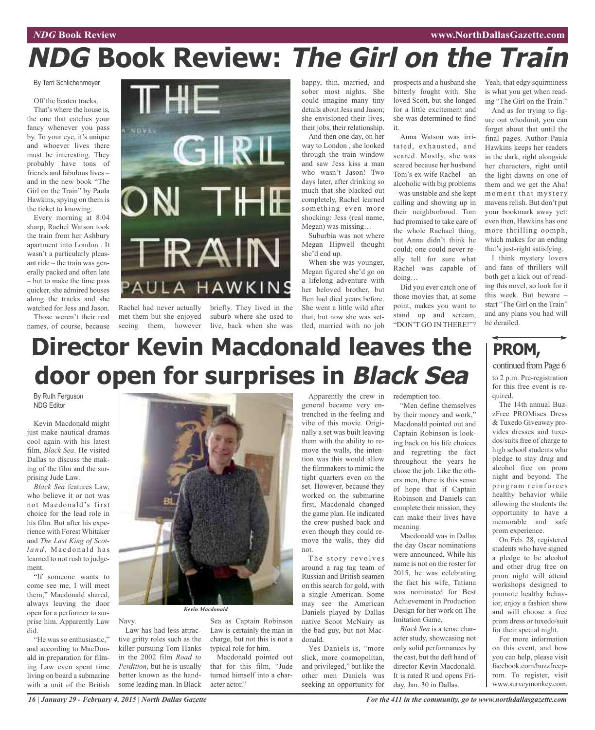# *NDG* Book Review: *The Girl on the Train*

By Terri Schlichenmeyer

Off the beaten tracks.

That's where the house is, the one that catches your fancy whenever you pass by. To your eye, it's unique and whoever lives there must be interesting. They probably have tons of friends and fabulous lives – and in the new book "The Girl on the Train" by Paula Hawkins, spying on them is the ticket to knowing.

Every morning at 8:04 sharp, Rachel Watson took the train from her Ashbury apartment into London . It wasn't a particularly pleasant ride – the train was generally packed and often late – but to make the time pass quicker, she admired houses along the tracks and she watched for Jess and Jason.

Those weren't their real names, of course, because Rachel had never actually met them but she enjoyed seeing them, however briefly. They lived in the suburb where she used to live, back when she was happy, thin, married, and sober most nights. She could imagine many tiny details about Jess and Jason; she envisioned their lives, their jobs, their relationship.

And then one day, on her way to London , she looked through the train window and saw Jess kiss a man who wasn't Jason! Two days later, after drinking so much that she blacked out completely, Rachel learned something even more shocking: Jess (real name, Megan) was missing…

Suburbia was not where Megan Hipwell thought she'd end up.

When she was younger, Megan figured she'd go on a lifelong adventure with her beloved brother, but Ben had died years before. She went a little wild after that, but now she was settled, married with no job prospects and a husband she bitterly fought with. She loved Scott, but she longed for a little excitement and she was determined to find it.

Anna Watson was irritated, exhausted, and scared. Mostly, she was scared because her husband Tom's ex-wife Rachel – an alcoholic with big problems – was unstable and she kept calling and showing up in their neighborhood. Tom had promised to take care of the whole Rachael thing, but Anna didn't think he could; one could never really tell for sure what Rachel was capable of doing…

Did you ever catch one of those movies that, at some point, makes you want to stand up and scream, "DON'T GO IN THERE!"? Yeah, that edgy squirminess is what you get when reading "The Girl on the Train."

And as for trying to figure out whodunit, you can forget about that until the final pages. Author Paula Hawkins keeps her readers in the dark, right alongside her characters, right until the light dawns on one of them and we get the Aha! moment that mystery mavens relish. But don't put your bookmark away yet: even then, Hawkins has one more thrilling oomph, which makes for an ending that's just-right satisfying.

I think mystery lovers and fans of thrillers will both get a kick out of reading this novel, so look for it this week. But beware – start "The Girl on the Train" and any plans you had will be derailed.

# Director Kevin Macdonald leaves the door open for surprises in *Black Sea*

By Ruth Ferguson
NDG Editor

Kevin Macdonald might just make nautical dramas cool again with his latest film, *Black Sea*. He visited Dallas to discuss the making of the film and the surprising Jude Law.

*Black Sea* features Law, who believe it or not was not Macdonald's first choice for the lead role in his film. But after his experience with Forest Whitaker and *The Last King of Scotland*, Macdonald has learned to not rush to judgement.

"If someone wants to come see me, I will meet them," Macdonald shared, always leaving the door open for a performer to surprise him. Apparently Law did.

"He was so enthusiastic," and according to MacDonald in preparation for filming Law even spent time living on board a submarine with a unit of the British Navy.

*Kevin Macdonald*

Law has had less attractive gritty roles such as the killer pursuing Tom Hanks in the 2002 film *Road to Perdition*, but he is usually better known as the handsome leading man. In Black Sea as Captain Robinson Law is certainly the man in charge, but not this is not a typical role for him.

Macdonald pointed out that for this film, "Jude turned himself into a character actor."

Apparently the crew in general became very entrenched in the feeling and vibe of this movie. Originally a set was built leaving them with the ability to remove the walls, the intention was this would allow the filmmakers to mimic the tight quarters even on the set. However, because they worked on the submarine first, Macdonald changed the game plan. He indicated the crew pushed back and even though they could remove the walls, they did not.

The story revolves around a rag tag team of Russian and British seamen on this search for gold, with a single American. Some may see the American Daniels played by Dallas native Scoot McNairy as the bad guy, but not Macdonald.

Yes Daniels is, "more slick, more cosmopolitan, and privileged," but like the other men Daniels was seeking an opportunity for redemption too.

"Men define themselves by their money and work," Macdonald pointed out and Captain Robinson is looking back on his life choices and regretting the fact throughout the years he chose the job. Like the others men, there is this sense of hope that if Captain Robinson and Daniels can complete their mission, they can make their lives have meaning.

Macdonald was in Dallas the day Oscar nominations were announced. While his name is not on the roster for 2015, he was celebrating the fact his wife, Tatiana was nominated for Best Achievement in Production Design for her work on The Imitation Game.

*Black Sea* is a tense character study, showcasing not only solid performances by the cast, but the deft hand of director Kevin Macdonald. It is rated R and opens Friday, Jan. 30 in Dallas.

## PROM,

continued from Page 6

to 2 p.m. Pre-registration for this free event is required.

The 14th annual BuzzFree PROMises Dress & Tuxedo Giveaway provides dresses and tuxedos/suits free of charge to high school students who pledge to stay drug and alcohol free on prom night and beyond. The program reinforces healthy behavior while allowing the students the opportunity to have a memorable and safe prom experience.

On Feb. 28, registered students who have signed a pledge to be alcohol and other drug free on prom night will attend workshops designed to promote healthy behavior, enjoy a fashion show and will choose a free prom dress or tuxedo/suit for their special night.

For more information on this event, and how you can help, please visit facebook.com/buzzfreeprom. To register, visit www.surveymonkey.com.